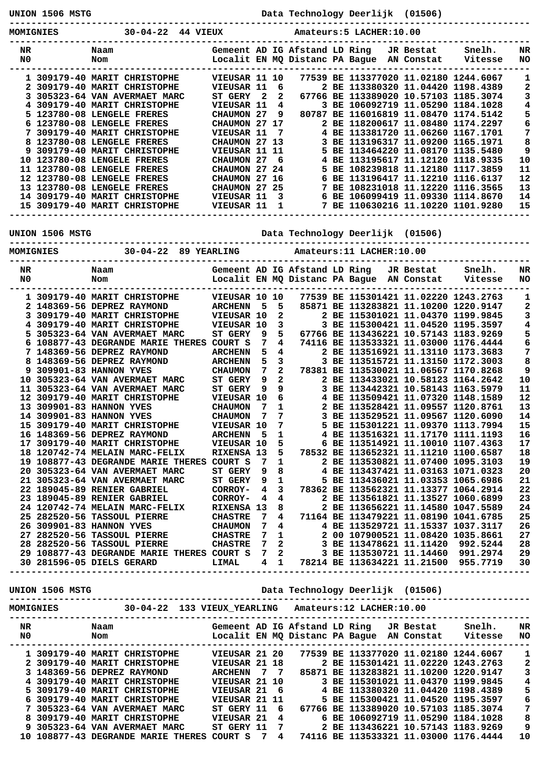UNION 1506 MSTG — Data Technology Deerlijk (01506)

MOMIGNIES — 30-04-22 — 44 VIEUX — Amateurs:5 LACHER:10.00

| NR<br>N0 | | Naam<br>Nom | Gemeent<br>Localit | AD<br>EN | IG<br>MQ | Afstand<br>Distanc | LD<br>PA | Ring<br>Bague | JR<br>AN | Bestat<br>Constat | Snelh.<br>Vitesse | NR<br>NO |
|---|---|---|---|---|---|---|---|---|---|---|---|---|
| 1 | 309179-40 | MARIT CHRISTOPHE | VIEUSAR | 11 | 10 | 77539 | BE | 1133770 | 20 | 11.02180 | 1244.6067 | 1 |
| 2 | 309179-40 | MARIT CHRISTOPHE | VIEUSAR | 11 | 6 | 2 | BE | 1133803 | 20 | 11.04420 | 1198.4389 | 2 |
| 3 | 305323-64 | VAN AVERMAET MARC | ST GERY | 2 | 2 | 67766 | BE | 1133890 | 20 | 10.57103 | 1185.3074 | 3 |
| 4 | 309179-40 | MARIT CHRISTOPHE | VIEUSAR | 11 | 4 | 3 | BE | 1060927 | 19 | 11.05290 | 1184.1028 | 4 |
| 5 | 123780-08 | LENGELE FRERES | CHAUMON | 27 | 9 | 80787 | BE | 1160168 | 19 | 11.08470 | 1174.5142 | 5 |
| 6 | 123780-08 | LENGELE FRERES | CHAUMON | 27 | 17 | 2 | BE | 1182006 | 17 | 11.08480 | 1174.2297 | 6 |
| 7 | 309179-40 | MARIT CHRISTOPHE | VIEUSAR | 11 | 7 | 4 | BE | 1133817 | 20 | 11.06260 | 1167.1701 | 7 |
| 8 | 123780-08 | LENGELE FRERES | CHAUMON | 27 | 13 | 3 | BE | 1131963 | 17 | 11.09200 | 1165.1971 | 8 |
| 9 | 309179-40 | MARIT CHRISTOPHE | VIEUSAR | 11 | 11 | 5 | BE | 1134642 | 20 | 11.08170 | 1135.5480 | 9 |
| 10 | 123780-08 | LENGELE FRERES | CHAUMON | 27 | 6 | 4 | BE | 1131956 | 17 | 11.12120 | 1118.9335 | 10 |
| 11 | 123780-08 | LENGELE FRERES | CHAUMON | 27 | 24 | 5 | BE | 1082398 | 18 | 11.12180 | 1117.3859 | 11 |
| 12 | 123780-08 | LENGELE FRERES | CHAUMON | 27 | 16 | 6 | BE | 1131964 | 17 | 11.12210 | 1116.6137 | 12 |
| 13 | 123780-08 | LENGELE FRERES | CHAUMON | 27 | 25 | 7 | BE | 1082310 | 18 | 11.12220 | 1116.3565 | 13 |
| 14 | 309179-40 | MARIT CHRISTOPHE | VIEUSAR | 11 | 3 | 6 | BE | 1060994 | 19 | 11.09330 | 1114.8670 | 14 |
| 15 | 309179-40 | MARIT CHRISTOPHE | VIEUSAR | 11 | 1 | 7 | BE | 1106302 | 16 | 11.10220 | 1101.9280 | 15 |

UNION 1506 MSTG — Data Technology Deerlijk (01506)

MOMIGNIES — 30-04-22 — 89 YEARLING — Amateurs:11 LACHER:10.00

| NR<br>N0 | | Naam<br>Nom | Gemeent<br>Localit | AD<br>EN | IG<br>MQ | Afstand<br>Distanc | LD<br>PA | Ring<br>Bague | JR<br>AN | Bestat<br>Constat | Snelh.<br>Vitesse | NR<br>NO |
|---|---|---|---|---|---|---|---|---|---|---|---|---|
| 1 | 309179-40 | MARIT CHRISTOPHE | VIEUSAR | 10 | 10 | 77539 | BE | 1153014 | 21 | 11.02220 | 1243.2763 | 1 |
| 2 | 148369-56 | DEPREZ RAYMOND | ARCHENN | 5 | 5 | 85871 | BE | 1132838 | 21 | 11.10200 | 1220.9147 | 2 |
| 3 | 309179-40 | MARIT CHRISTOPHE | VIEUSAR | 10 | 2 | 2 | BE | 1153010 | 21 | 11.04370 | 1199.9845 | 3 |
| 4 | 309179-40 | MARIT CHRISTOPHE | VIEUSAR | 10 | 3 | 3 | BE | 1153004 | 21 | 11.04520 | 1195.3597 | 4 |
| 5 | 305323-64 | VAN AVERMAET MARC | ST GERY | 9 | 5 | 67766 | BE | 1134362 | 21 | 10.57143 | 1183.9269 | 5 |
| 6 | 108877-43 | DEGRANDE MARIE THERES | COURT S | 7 | 4 | 74116 | BE | 1135333 | 21 | 11.03000 | 1176.4444 | 6 |
| 7 | 148369-56 | DEPREZ RAYMOND | ARCHENN | 5 | 4 | 2 | BE | 1135169 | 21 | 11.13110 | 1173.3683 | 7 |
| 8 | 148369-56 | DEPREZ RAYMOND | ARCHENN | 5 | 3 | 3 | BE | 1135157 | 21 | 11.13150 | 1172.3003 | 8 |
| 9 | 309901-83 | HANNON YVES | CHAUMON | 7 | 2 | 78381 | BE | 1135300 | 21 | 11.06567 | 1170.8268 | 9 |
| 10 | 305323-64 | VAN AVERMAET MARC | ST GERY | 9 | 2 | 2 | BE | 1134330 | 21 | 10.58123 | 1164.2642 | 10 |
| 11 | 305323-64 | VAN AVERMAET MARC | ST GERY | 9 | 9 | 3 | BE | 1134423 | 21 | 10.58143 | 1163.5979 | 11 |
| 12 | 309179-40 | MARIT CHRISTOPHE | VIEUSAR | 10 | 6 | 4 | BE | 1135094 | 21 | 11.07320 | 1148.1589 | 12 |
| 13 | 309901-83 | HANNON YVES | CHAUMON | 7 | 1 | 2 | BE | 1135284 | 21 | 11.09557 | 1120.8761 | 13 |
| 14 | 309901-83 | HANNON YVES | CHAUMON | 7 | 7 | 3 | BE | 1135295 | 21 | 11.09567 | 1120.6090 | 14 |
| 15 | 309179-40 | MARIT CHRISTOPHE | VIEUSAR | 10 | 7 | 5 | BE | 1153012 | 21 | 11.09370 | 1113.7994 | 15 |
| 16 | 148369-56 | DEPREZ RAYMOND | ARCHENN | 5 | 1 | 4 | BE | 1135163 | 21 | 11.17170 | 1111.1193 | 16 |
| 17 | 309179-40 | MARIT CHRISTOPHE | VIEUSAR | 10 | 5 | 6 | BE | 1135149 | 21 | 11.10010 | 1107.4363 | 17 |
| 18 | 120742-74 | MELAIN MARC-FELIX | RIXENSA | 13 | 5 | 78532 | BE | 1136523 | 21 | 11.11210 | 1100.6587 | 18 |
| 19 | 108877-43 | DEGRANDE MARIE THERES | COURT S | 7 | 1 | 2 | BE | 1135308 | 21 | 11.07400 | 1095.3103 | 19 |
| 20 | 305323-64 | VAN AVERMAET MARC | ST GERY | 9 | 8 | 4 | BE | 1134374 | 21 | 11.03163 | 1071.0323 | 20 |
| 21 | 305323-64 | VAN AVERMAET MARC | ST GERY | 9 | 1 | 5 | BE | 1134360 | 21 | 11.03353 | 1065.6986 | 21 |
| 22 | 189045-89 | RENIER GABRIEL | CORROY- | 4 | 3 | 78362 | BE | 1135623 | 21 | 11.13377 | 1064.2914 | 22 |
| 23 | 189045-89 | RENIER GABRIEL | CORROY- | 4 | 4 | 2 | BE | 1135618 | 21 | 11.13527 | 1060.6899 | 23 |
| 24 | 120742-74 | MELAIN MARC-FELIX | RIXENSA | 13 | 8 | 2 | BE | 1136562 | 21 | 11.14580 | 1047.5589 | 24 |
| 25 | 282520-56 | TASSOUL PIERRE | CHASTRE | 7 | 4 | 71164 | BE | 1134792 | 21 | 11.08190 | 1041.6785 | 25 |
| 26 | 309901-83 | HANNON YVES | CHAUMON | 7 | 4 | 4 | BE | 1135297 | 21 | 11.15337 | 1037.3117 | 26 |
| 27 | 282520-56 | TASSOUL PIERRE | CHASTRE | 7 | 1 | 2 | 00 | 1079005 | 21 | 11.08420 | 1035.8661 | 27 |
| 28 | 282520-56 | TASSOUL PIERRE | CHASTRE | 7 | 2 | 3 | BE | 1134786 | 21 | 11.11420 | 992.5244 | 28 |
| 29 | 108877-43 | DEGRANDE MARIE THERES | COURT S | 7 | 2 | 3 | BE | 1135307 | 21 | 11.14460 | 991.2974 | 29 |
| 30 | 281596-05 | DIELS GERARD | LIMAL | 4 | 1 | 78214 | BE | 1136342 | 21 | 11.21500 | 955.7719 | 30 |

UNION 1506 MSTG — Data Technology Deerlijk (01506)

MOMIGNIES — 30-04-22 — 133 VIEUX_YEARLING — Amateurs:12 LACHER:10.00

| NR<br>N0 | | Naam<br>Nom | Gemeent<br>Localit | AD<br>EN | IG<br>MQ | Afstand<br>Distanc | LD<br>PA | Ring<br>Bague | JR<br>AN | Bestat<br>Constat | Snelh.<br>Vitesse | NR<br>NO |
|---|---|---|---|---|---|---|---|---|---|---|---|---|
| 1 | 309179-40 | MARIT CHRISTOPHE | VIEUSAR | 21 | 20 | 77539 | BE | 1133770 | 20 | 11.02180 | 1244.6067 | 1 |
| 2 | 309179-40 | MARIT CHRISTOPHE | VIEUSAR | 21 | 18 | 2 | BE | 1153014 | 21 | 11.02220 | 1243.2763 | 2 |
| 3 | 148369-56 | DEPREZ RAYMOND | ARCHENN | 7 | 7 | 85871 | BE | 1132838 | 21 | 11.10200 | 1220.9147 | 3 |
| 4 | 309179-40 | MARIT CHRISTOPHE | VIEUSAR | 21 | 10 | 3 | BE | 1153010 | 21 | 11.04370 | 1199.9845 | 4 |
| 5 | 309179-40 | MARIT CHRISTOPHE | VIEUSAR | 21 | 6 | 4 | BE | 1133803 | 20 | 11.04420 | 1198.4389 | 5 |
| 6 | 309179-40 | MARIT CHRISTOPHE | VIEUSAR | 21 | 11 | 5 | BE | 1153004 | 21 | 11.04520 | 1195.3597 | 6 |
| 7 | 305323-64 | VAN AVERMAET MARC | ST GERY | 11 | 6 | 67766 | BE | 1133890 | 20 | 10.57103 | 1185.3074 | 7 |
| 8 | 309179-40 | MARIT CHRISTOPHE | VIEUSAR | 21 | 4 | 6 | BE | 1060927 | 19 | 11.05290 | 1184.1028 | 8 |
| 9 | 305323-64 | VAN AVERMAET MARC | ST GERY | 11 | 7 | 2 | BE | 1134362 | 21 | 10.57143 | 1183.9269 | 9 |
| 10 | 108877-43 | DEGRANDE MARIE THERES | COURT S | 7 | 4 | 74116 | BE | 1135333 | 21 | 11.03000 | 1176.4444 | 10 |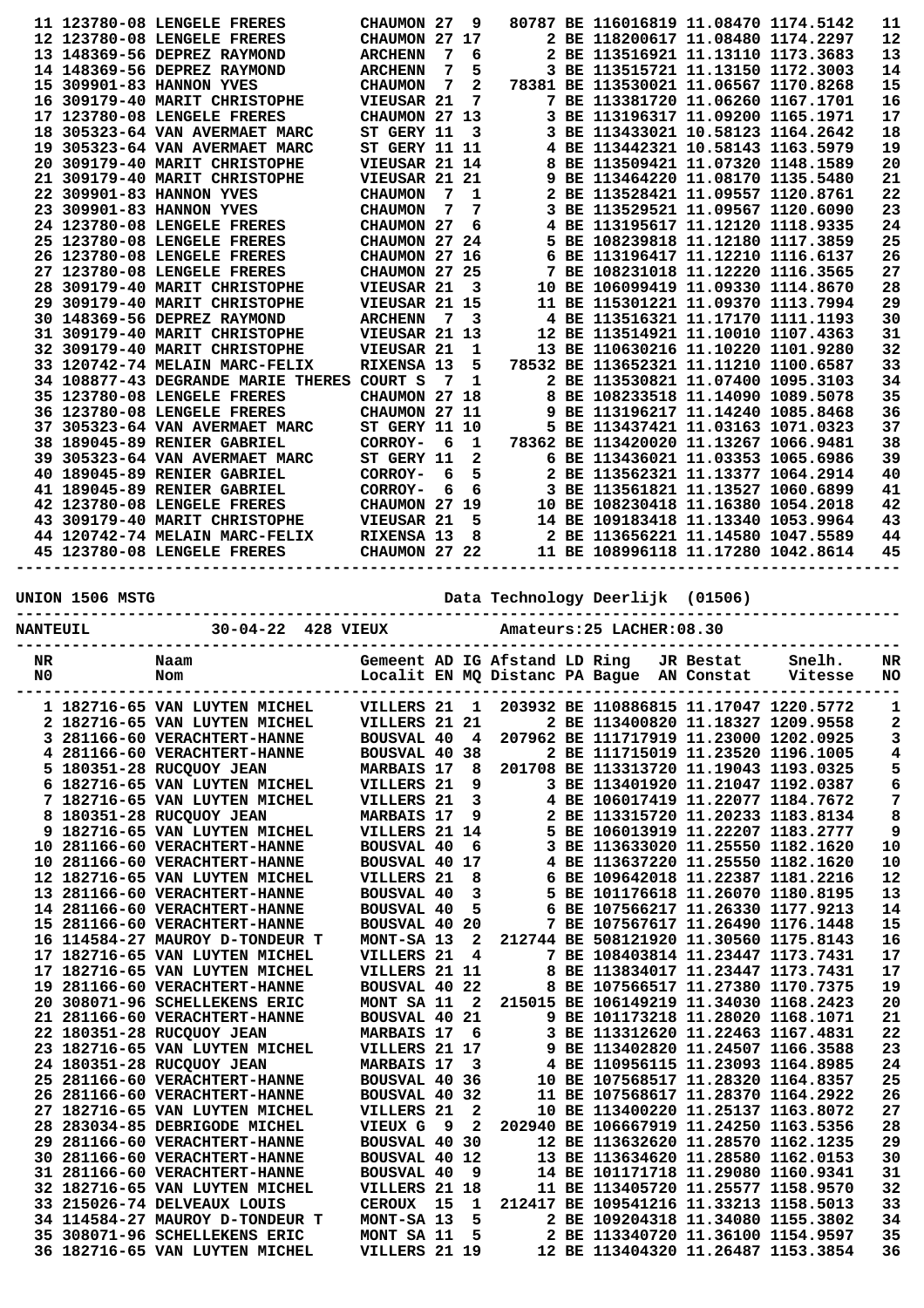| | | | | | | | | | | | | |
|---|---|---|---|---|---|---|---|---|---|---|---|---|
| 11 | 123780-08 | LENGELE FRERES | CHAUMON | 27 | 9 | 80787 | BE | 116016819 | 11.08470 | 1174.5142 | 11 |
| 12 | 123780-08 | LENGELE FRERES | CHAUMON | 27 | 17 | 2 | BE | 118200617 | 11.08480 | 1174.2297 | 12 |
| 13 | 148369-56 | DEPREZ RAYMOND | ARCHENN | 7 | 6 | 2 | BE | 113516921 | 11.13110 | 1173.3683 | 13 |
| 14 | 148369-56 | DEPREZ RAYMOND | ARCHENN | 7 | 5 | 3 | BE | 113515721 | 11.13150 | 1172.3003 | 14 |
| 15 | 309901-83 | HANNON YVES | CHAUMON | 7 | 2 | 78381 | BE | 113530021 | 11.06567 | 1170.8268 | 15 |
| 16 | 309179-40 | MARIT CHRISTOPHE | VIEUSAR | 21 | 7 | 7 | BE | 113381720 | 11.06260 | 1167.1701 | 16 |
| 17 | 123780-08 | LENGELE FRERES | CHAUMON | 27 | 13 | 3 | BE | 113196317 | 11.09200 | 1165.1971 | 17 |
| 18 | 305323-64 | VAN AVERMAET MARC | ST GERY | 11 | 3 | 3 | BE | 113433021 | 10.58123 | 1164.2642 | 18 |
| 19 | 305323-64 | VAN AVERMAET MARC | ST GERY | 11 | 11 | 4 | BE | 113442321 | 10.58143 | 1163.5979 | 19 |
| 20 | 309179-40 | MARIT CHRISTOPHE | VIEUSAR | 21 | 14 | 8 | BE | 113509421 | 11.07320 | 1148.1589 | 20 |
| 21 | 309179-40 | MARIT CHRISTOPHE | VIEUSAR | 21 | 21 | 9 | BE | 113464220 | 11.08170 | 1135.5480 | 21 |
| 22 | 309901-83 | HANNON YVES | CHAUMON | 7 | 1 | 2 | BE | 113528421 | 11.09557 | 1120.8761 | 22 |
| 23 | 309901-83 | HANNON YVES | CHAUMON | 7 | 7 | 3 | BE | 113529521 | 11.09567 | 1120.6090 | 23 |
| 24 | 123780-08 | LENGELE FRERES | CHAUMON | 27 | 6 | 4 | BE | 113195617 | 11.12120 | 1118.9335 | 24 |
| 25 | 123780-08 | LENGELE FRERES | CHAUMON | 27 | 24 | 5 | BE | 108239818 | 11.12180 | 1117.3859 | 25 |
| 26 | 123780-08 | LENGELE FRERES | CHAUMON | 27 | 16 | 6 | BE | 113196417 | 11.12210 | 1116.6137 | 26 |
| 27 | 123780-08 | LENGELE FRERES | CHAUMON | 27 | 25 | 7 | BE | 108231018 | 11.12220 | 1116.3565 | 27 |
| 28 | 309179-40 | MARIT CHRISTOPHE | VIEUSAR | 21 | 3 | 10 | BE | 106099419 | 11.09330 | 1114.8670 | 28 |
| 29 | 309179-40 | MARIT CHRISTOPHE | VIEUSAR | 21 | 15 | 11 | BE | 115301221 | 11.09370 | 1113.7994 | 29 |
| 30 | 148369-56 | DEPREZ RAYMOND | ARCHENN | 7 | 3 | 4 | BE | 113516321 | 11.17170 | 1111.1193 | 30 |
| 31 | 309179-40 | MARIT CHRISTOPHE | VIEUSAR | 21 | 13 | 12 | BE | 113514921 | 11.10010 | 1107.4363 | 31 |
| 32 | 309179-40 | MARIT CHRISTOPHE | VIEUSAR | 21 | 1 | 13 | BE | 110630216 | 11.10220 | 1101.9280 | 32 |
| 33 | 120742-74 | MELAIN MARC-FELIX | RIXENSA | 13 | 5 | 78532 | BE | 113652321 | 11.11210 | 1100.6587 | 33 |
| 34 | 108877-43 | DEGRANDE MARIE THERES | COURT S | 7 | 1 | 2 | BE | 113530821 | 11.07400 | 1095.3103 | 34 |
| 35 | 123780-08 | LENGELE FRERES | CHAUMON | 27 | 18 | 8 | BE | 108233518 | 11.14090 | 1089.5078 | 35 |
| 36 | 123780-08 | LENGELE FRERES | CHAUMON | 27 | 11 | 9 | BE | 113196217 | 11.14240 | 1085.8468 | 36 |
| 37 | 305323-64 | VAN AVERMAET MARC | ST GERY | 11 | 10 | 5 | BE | 113437421 | 11.03163 | 1071.0323 | 37 |
| 38 | 189045-89 | RENIER GABRIEL | CORROY- | 6 | 1 | 78362 | BE | 113420020 | 11.13267 | 1066.9481 | 38 |
| 39 | 305323-64 | VAN AVERMAET MARC | ST GERY | 11 | 2 | 6 | BE | 113436021 | 11.03353 | 1065.6986 | 39 |
| 40 | 189045-89 | RENIER GABRIEL | CORROY- | 6 | 5 | 2 | BE | 113562321 | 11.13377 | 1064.2914 | 40 |
| 41 | 189045-89 | RENIER GABRIEL | CORROY- | 6 | 6 | 3 | BE | 113561821 | 11.13527 | 1060.6899 | 41 |
| 42 | 123780-08 | LENGELE FRERES | CHAUMON | 27 | 19 | 10 | BE | 108230418 | 11.16380 | 1054.2018 | 42 |
| 43 | 309179-40 | MARIT CHRISTOPHE | VIEUSAR | 21 | 5 | 14 | BE | 109183418 | 11.13340 | 1053.9964 | 43 |
| 44 | 120742-74 | MELAIN MARC-FELIX | RIXENSA | 13 | 8 | 2 | BE | 113656221 | 11.14580 | 1047.5589 | 44 |
| 45 | 123780-08 | LENGELE FRERES | CHAUMON | 27 | 22 | 11 | BE | 108996118 | 11.17280 | 1042.8614 | 45 |

UNION 1506 MSTG — Data Technology Deerlijk (01506)

NANTEUIL — 30-04-22 428 VIEUX — Amateurs:25 LACHER:08.30

| NR N0 | | Naam Nom | Gemeent Localit | AD EN | IG MQ | Afstand Distanc | LD PA | Ring Bague | JR AN | Bestat Constat | Snelh. Vitesse | NR NO |
|---|---|---|---|---|---|---|---|---|---|---|---|---|
| 1 | 182716-65 | VAN LUYTEN MICHEL | VILLERS | 21 | 1 | 203932 | BE | 1108868 | 15 | 11.17047 | 1220.5772 | 1 |
| 2 | 182716-65 | VAN LUYTEN MICHEL | VILLERS | 21 | 21 | 2 | BE | 1134008 | 20 | 11.18327 | 1209.9558 | 2 |
| 3 | 281166-60 | VERACHTERT-HANNE | BOUSVAL | 40 | 4 | 207962 | BE | 1117179 | 19 | 11.23000 | 1202.0925 | 3 |
| 4 | 281166-60 | VERACHTERT-HANNE | BOUSVAL | 40 | 38 | 2 | BE | 1117150 | 19 | 11.23520 | 1196.1005 | 4 |
| 5 | 180351-28 | RUCQUOY JEAN | MARBAIS | 17 | 8 | 201708 | BE | 1133137 | 20 | 11.19043 | 1193.0325 | 5 |
| 6 | 182716-65 | VAN LUYTEN MICHEL | VILLERS | 21 | 9 | 3 | BE | 1134019 | 20 | 11.21047 | 1192.0387 | 6 |
| 7 | 182716-65 | VAN LUYTEN MICHEL | VILLERS | 21 | 3 | 4 | BE | 1060174 | 19 | 11.22077 | 1184.7672 | 7 |
| 8 | 180351-28 | RUCQUOY JEAN | MARBAIS | 17 | 9 | 2 | BE | 1133157 | 20 | 11.20233 | 1183.8134 | 8 |
| 9 | 182716-65 | VAN LUYTEN MICHEL | VILLERS | 21 | 14 | 5 | BE | 1060139 | 19 | 11.22207 | 1183.2777 | 9 |
| 10 | 281166-60 | VERACHTERT-HANNE | BOUSVAL | 40 | 6 | 3 | BE | 1136330 | 20 | 11.25550 | 1182.1620 | 10 |
| 10 | 281166-60 | VERACHTERT-HANNE | BOUSVAL | 40 | 17 | 4 | BE | 1136372 | 20 | 11.25550 | 1182.1620 | 10 |
| 12 | 182716-65 | VAN LUYTEN MICHEL | VILLERS | 21 | 8 | 6 | BE | 1096420 | 18 | 11.22387 | 1181.2216 | 12 |
| 13 | 281166-60 | VERACHTERT-HANNE | BOUSVAL | 40 | 3 | 5 | BE | 1011766 | 18 | 11.26070 | 1180.8195 | 13 |
| 14 | 281166-60 | VERACHTERT-HANNE | BOUSVAL | 40 | 5 | 6 | BE | 1075662 | 17 | 11.26330 | 1177.9213 | 14 |
| 15 | 281166-60 | VERACHTERT-HANNE | BOUSVAL | 40 | 20 | 7 | BE | 1075676 | 17 | 11.26490 | 1176.1448 | 15 |
| 16 | 114584-27 | MAUROY D-TONDEUR T | MONT-SA | 13 | 2 | 212744 | BE | 5081219 | 20 | 11.30560 | 1175.8143 | 16 |
| 17 | 182716-65 | VAN LUYTEN MICHEL | VILLERS | 21 | 4 | 7 | BE | 1084038 | 14 | 11.23447 | 1173.7431 | 17 |
| 17 | 182716-65 | VAN LUYTEN MICHEL | VILLERS | 21 | 11 | 8 | BE | 1138340 | 17 | 11.23447 | 1173.7431 | 17 |
| 19 | 281166-60 | VERACHTERT-HANNE | BOUSVAL | 40 | 22 | 8 | BE | 1075665 | 17 | 11.27380 | 1170.7375 | 19 |
| 20 | 308071-96 | SCHELLEKENS ERIC | MONT SA | 11 | 2 | 215015 | BE | 1061492 | 19 | 11.34030 | 1168.2423 | 20 |
| 21 | 281166-60 | VERACHTERT-HANNE | BOUSVAL | 40 | 21 | 9 | BE | 1011732 | 18 | 11.28020 | 1168.1071 | 21 |
| 22 | 180351-28 | RUCQUOY JEAN | MARBAIS | 17 | 6 | 3 | BE | 1133126 | 20 | 11.22463 | 1167.4831 | 22 |
| 23 | 182716-65 | VAN LUYTEN MICHEL | VILLERS | 21 | 17 | 9 | BE | 1134028 | 20 | 11.24507 | 1166.3588 | 23 |
| 24 | 180351-28 | RUCQUOY JEAN | MARBAIS | 17 | 3 | 4 | BE | 1109561 | 15 | 11.23093 | 1164.8985 | 24 |
| 25 | 281166-60 | VERACHTERT-HANNE | BOUSVAL | 40 | 36 | 10 | BE | 1075685 | 17 | 11.28320 | 1164.8357 | 25 |
| 26 | 281166-60 | VERACHTERT-HANNE | BOUSVAL | 40 | 32 | 11 | BE | 1075686 | 17 | 11.28370 | 1164.2922 | 26 |
| 27 | 182716-65 | VAN LUYTEN MICHEL | VILLERS | 21 | 2 | 10 | BE | 1134002 | 20 | 11.25137 | 1163.8072 | 27 |
| 28 | 283034-85 | DEBRIGODE MICHEL | VIEUX G | 9 | 2 | 202940 | BE | 1066679 | 19 | 11.24250 | 1163.5356 | 28 |
| 29 | 281166-60 | VERACHTERT-HANNE | BOUSVAL | 40 | 30 | 12 | BE | 1136326 | 20 | 11.28570 | 1162.1235 | 29 |
| 30 | 281166-60 | VERACHTERT-HANNE | BOUSVAL | 40 | 12 | 13 | BE | 1136346 | 20 | 11.28580 | 1162.0153 | 30 |
| 31 | 281166-60 | VERACHTERT-HANNE | BOUSVAL | 40 | 9 | 14 | BE | 1011717 | 18 | 11.29080 | 1160.9341 | 31 |
| 32 | 182716-65 | VAN LUYTEN MICHEL | VILLERS | 21 | 18 | 11 | BE | 1134057 | 20 | 11.25577 | 1158.9570 | 32 |
| 33 | 215026-74 | DELVEAUX LOUIS | CEROUX | 15 | 1 | 212417 | BE | 1095412 | 16 | 11.33213 | 1158.5013 | 33 |
| 34 | 114584-27 | MAUROY D-TONDEUR T | MONT-SA | 13 | 5 | 2 | BE | 1092043 | 18 | 11.34080 | 1155.3802 | 34 |
| 35 | 308071-96 | SCHELLEKENS ERIC | MONT SA | 11 | 5 | 2 | BE | 1133407 | 20 | 11.36100 | 1154.9597 | 35 |
| 36 | 182716-65 | VAN LUYTEN MICHEL | VILLERS | 21 | 19 | 12 | BE | 1134043 | 20 | 11.26487 | 1153.3854 | 36 |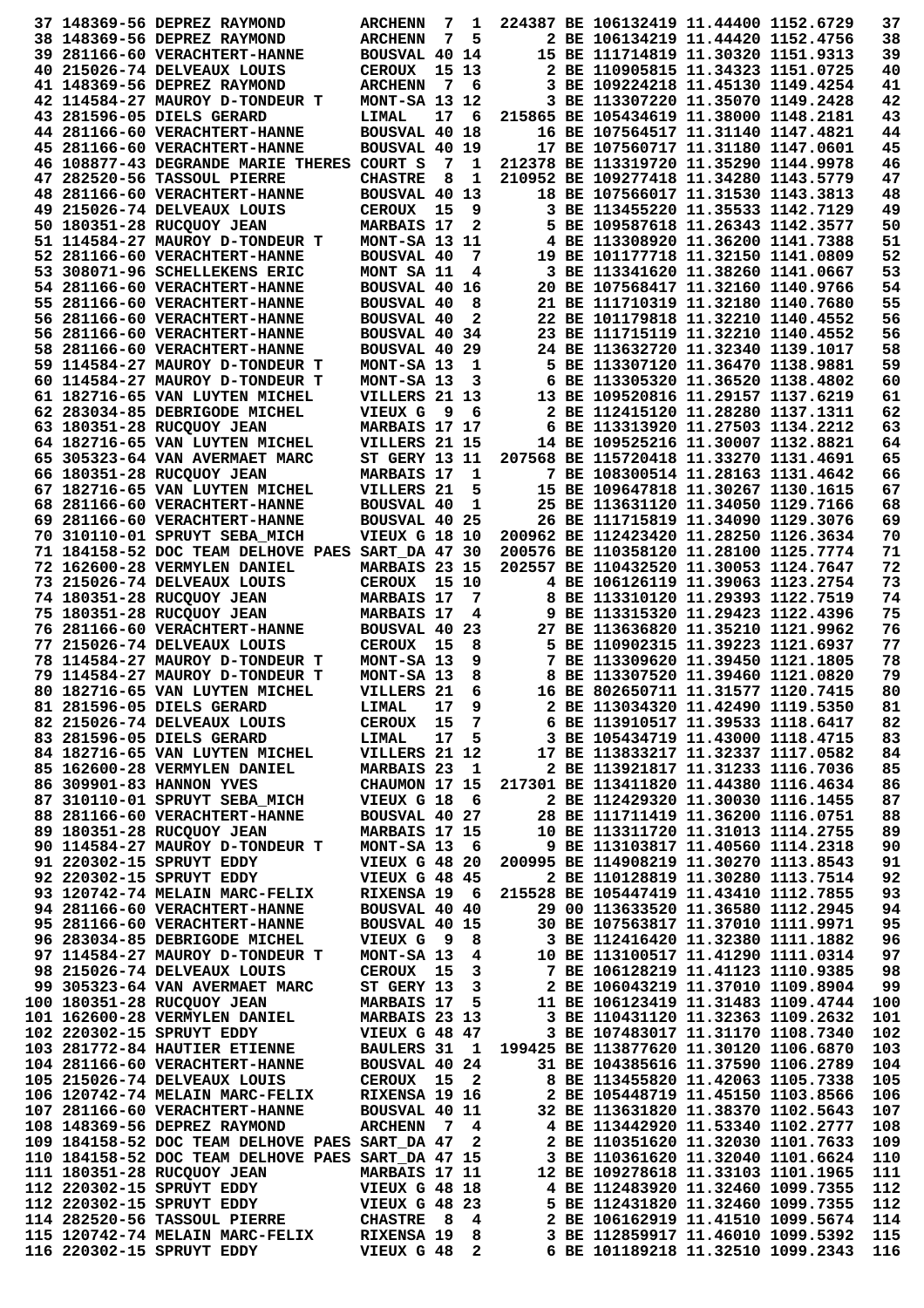```
 37 148369-56 DEPREZ RAYMOND        ARCHENN  7  1  224387 BE 106132419 11.44400 1152.6729   37
 38 148369-56 DEPREZ RAYMOND        ARCHENN  7  5       2 BE 106134219 11.44420 1152.4756   38
 39 281166-60 VERACHTERT-HANNE      BOUSVAL 40 14      15 BE 111714819 11.30320 1151.9313   39
 40 215026-74 DELVEAUX LOUIS        CEROUX  15 13       2 BE 110905815 11.34323 1151.0725   40
 41 148369-56 DEPREZ RAYMOND        ARCHENN  7  6       3 BE 109224218 11.45130 1149.4254   41
 42 114584-27 MAUROY D-TONDEUR T    MONT-SA 13 12       3 BE 113307220 11.35070 1149.2428   42
 43 281596-05 DIELS GERARD          LIMAL   17  6  215865 BE 105434619 11.38000 1148.2181   43
 44 281166-60 VERACHTERT-HANNE      BOUSVAL 40 18      16 BE 107564517 11.31140 1147.4821   44
 45 281166-60 VERACHTERT-HANNE      BOUSVAL 40 19      17 BE 107560717 11.31180 1147.0601   45
 46 108877-43 DEGRANDE MARIE THERES COURT S  7  1  212378 BE 113319720 11.35290 1144.9978   46
 47 282520-56 TASSOUL PIERRE        CHASTRE  8  1  210952 BE 109277418 11.34280 1143.5779   47
 48 281166-60 VERACHTERT-HANNE      BOUSVAL 40 13      18 BE 107566017 11.31530 1143.3813   48
 49 215026-74 DELVEAUX LOUIS        CEROUX  15  9       3 BE 113455220 11.35533 1142.7129   49
 50 180351-28 RUCQUOY JEAN          MARBAIS 17  2       5 BE 109587618 11.26343 1142.3577   50
 51 114584-27 MAUROY D-TONDEUR T    MONT-SA 13 11       4 BE 113308920 11.36200 1141.7388   51
 52 281166-60 VERACHTERT-HANNE      BOUSVAL 40  7      19 BE 101177718 11.32150 1141.0809   52
 53 308071-96 SCHELLEKENS ERIC      MONT SA 11  4       3 BE 113341620 11.38260 1141.0667   53
 54 281166-60 VERACHTERT-HANNE      BOUSVAL 40 16      20 BE 107568417 11.32160 1140.9766   54
 55 281166-60 VERACHTERT-HANNE      BOUSVAL 40  8      21 BE 111710319 11.32180 1140.7680   55
 56 281166-60 VERACHTERT-HANNE      BOUSVAL 40  2      22 BE 101179818 11.32210 1140.4552   56
 56 281166-60 VERACHTERT-HANNE      BOUSVAL 40 34      23 BE 111715119 11.32210 1140.4552   56
 58 281166-60 VERACHTERT-HANNE      BOUSVAL 40 29      24 BE 113632720 11.32340 1139.1017   58
 59 114584-27 MAUROY D-TONDEUR T    MONT-SA 13  1       5 BE 113307120 11.36470 1138.9881   59
 60 114584-27 MAUROY D-TONDEUR T    MONT-SA 13  3       6 BE 113305320 11.36520 1138.4802   60
 61 182716-65 VAN LUYTEN MICHEL     VILLERS 21 13      13 BE 109520816 11.29157 1137.6219   61
 62 283034-85 DEBRIGODE MICHEL      VIEUX G  9  6       2 BE 112415120 11.28280 1137.1311   62
 63 180351-28 RUCQUOY JEAN          MARBAIS 17 17       6 BE 113313920 11.27503 1134.2212   63
 64 182716-65 VAN LUYTEN MICHEL     VILLERS 21 15      14 BE 109525216 11.30007 1132.8821   64
 65 305323-64 VAN AVERMAET MARC     ST GERY 13 11  207568 BE 115720418 11.33270 1131.4691   65
 66 180351-28 RUCQUOY JEAN          MARBAIS 17  1       7 BE 108300514 11.28163 1131.4642   66
 67 182716-65 VAN LUYTEN MICHEL     VILLERS 21  5      15 BE 109647818 11.30267 1130.1615   67
 68 281166-60 VERACHTERT-HANNE      BOUSVAL 40  1      25 BE 113631120 11.34050 1129.7166   68
 69 281166-60 VERACHTERT-HANNE      BOUSVAL 40 25      26 BE 111715819 11.34090 1129.3076   69
 70 310110-01 SPRUYT SEBA_MICH      VIEUX G 18 10  200962 BE 112423420 11.28250 1126.3634   70
 71 184158-52 DOC TEAM DELHOVE PAES SART_DA 47 30  200576 BE 110358120 11.28100 1125.7774   71
 72 162600-28 VERMYLEN DANIEL       MARBAIS 23 15  202557 BE 110432520 11.30053 1124.7647   72
 73 215026-74 DELVEAUX LOUIS        CEROUX  15 10       4 BE 106126119 11.39063 1123.2754   73
 74 180351-28 RUCQUOY JEAN          MARBAIS 17  7       8 BE 113310120 11.29393 1122.7519   74
 75 180351-28 RUCQUOY JEAN          MARBAIS 17  4       9 BE 113315320 11.29423 1122.4396   75
 76 281166-60 VERACHTERT-HANNE      BOUSVAL 40 23      27 BE 113636820 11.35210 1121.9962   76
 77 215026-74 DELVEAUX LOUIS        CEROUX  15  8       5 BE 110902315 11.39223 1121.6937   77
 78 114584-27 MAUROY D-TONDEUR T    MONT-SA 13  9       7 BE 113309620 11.39450 1121.1805   78
 79 114584-27 MAUROY D-TONDEUR T    MONT-SA 13  8       8 BE 113307520 11.39460 1121.0820   79
 80 182716-65 VAN LUYTEN MICHEL     VILLERS 21  6      16 BE 802650711 11.31577 1120.7415   80
 81 281596-05 DIELS GERARD          LIMAL   17  9       2 BE 113034320 11.42490 1119.5350   81
 82 215026-74 DELVEAUX LOUIS        CEROUX  15  7       6 BE 113910517 11.39533 1118.6417   82
 83 281596-05 DIELS GERARD          LIMAL   17  5       3 BE 105434719 11.43000 1118.4715   83
 84 182716-65 VAN LUYTEN MICHEL     VILLERS 21 12      17 BE 113833217 11.32337 1117.0582   84
 85 162600-28 VERMYLEN DANIEL       MARBAIS 23  1       2 BE 113921817 11.31233 1116.7036   85
 86 309901-83 HANNON YVES           CHAUMON 17 15  217301 BE 113411820 11.44380 1116.4634   86
 87 310110-01 SPRUYT SEBA_MICH      VIEUX G 18  6       2 BE 112429320 11.30030 1116.1455   87
 88 281166-60 VERACHTERT-HANNE      BOUSVAL 40 27      28 BE 111711419 11.36200 1116.0751   88
 89 180351-28 RUCQUOY JEAN          MARBAIS 17 15      10 BE 113311720 11.31013 1114.2755   89
 90 114584-27 MAUROY D-TONDEUR T    MONT-SA 13  6       9 BE 113103817 11.40560 1114.2318   90
 91 220302-15 SPRUYT EDDY           VIEUX G 48 20  200995 BE 114908219 11.30270 1113.8543   91
 92 220302-15 SPRUYT EDDY           VIEUX G 48 45       2 BE 110128819 11.30280 1113.7514   92
 93 120742-74 MELAIN MARC-FELIX     RIXENSA 19  6  215528 BE 105447419 11.43410 1112.7855   93
 94 281166-60 VERACHTERT-HANNE      BOUSVAL 40 40      29 00 113633520 11.36580 1112.2945   94
 95 281166-60 VERACHTERT-HANNE      BOUSVAL 40 15      30 BE 107563817 11.37010 1111.9971   95
 96 283034-85 DEBRIGODE MICHEL      VIEUX G  9  8       3 BE 112416420 11.32380 1111.1882   96
 97 114584-27 MAUROY D-TONDEUR T    MONT-SA 13  4      10 BE 113100517 11.41290 1111.0314   97
 98 215026-74 DELVEAUX LOUIS        CEROUX  15  3       7 BE 106128219 11.41123 1110.9385   98
 99 305323-64 VAN AVERMAET MARC     ST GERY 13  3       2 BE 106043219 11.37010 1109.8904   99
100 180351-28 RUCQUOY JEAN          MARBAIS 17  5      11 BE 106123419 11.31483 1109.4744  100
101 162600-28 VERMYLEN DANIEL       MARBAIS 23 13       3 BE 110431120 11.32363 1109.2632  101
102 220302-15 SPRUYT EDDY           VIEUX G 48 47       3 BE 107483017 11.31170 1108.7340  102
103 281772-84 HAUTIER ETIENNE       BAULERS 31  1  199425 BE 113877620 11.30120 1106.6870  103
104 281166-60 VERACHTERT-HANNE      BOUSVAL 40 24      31 BE 104385616 11.37590 1106.2789  104
105 215026-74 DELVEAUX LOUIS        CEROUX  15  2       8 BE 113455820 11.42063 1105.7338  105
106 120742-74 MELAIN MARC-FELIX     RIXENSA 19 16       2 BE 105448719 11.45150 1103.8566  106
107 281166-60 VERACHTERT-HANNE      BOUSVAL 40 11      32 BE 113631820 11.38370 1102.5643  107
108 148369-56 DEPREZ RAYMOND        ARCHENN  7  4       4 BE 113442920 11.53340 1102.2777  108
109 184158-52 DOC TEAM DELHOVE PAES SART_DA 47  2       2 BE 110351620 11.32030 1101.7633  109
110 184158-52 DOC TEAM DELHOVE PAES SART_DA 47 15       3 BE 110361620 11.32040 1101.6624  110
111 180351-28 RUCQUOY JEAN          MARBAIS 17 11      12 BE 109278618 11.33103 1101.1965  111
112 220302-15 SPRUYT EDDY           VIEUX G 48 18       4 BE 112483920 11.32460 1099.7355  112
112 220302-15 SPRUYT EDDY           VIEUX G 48 23       5 BE 112431820 11.32460 1099.7355  112
114 282520-56 TASSOUL PIERRE        CHASTRE  8  4       2 BE 106162919 11.41560 1099.5674  114
115 120742-74 MELAIN MARC-FELIX     RIXENSA 19  8       3 BE 112859917 11.46010 1099.5392  115
116 220302-15 SPRUYT EDDY           VIEUX G 48  2       6 BE 101189218 11.32510 1099.2343  116
```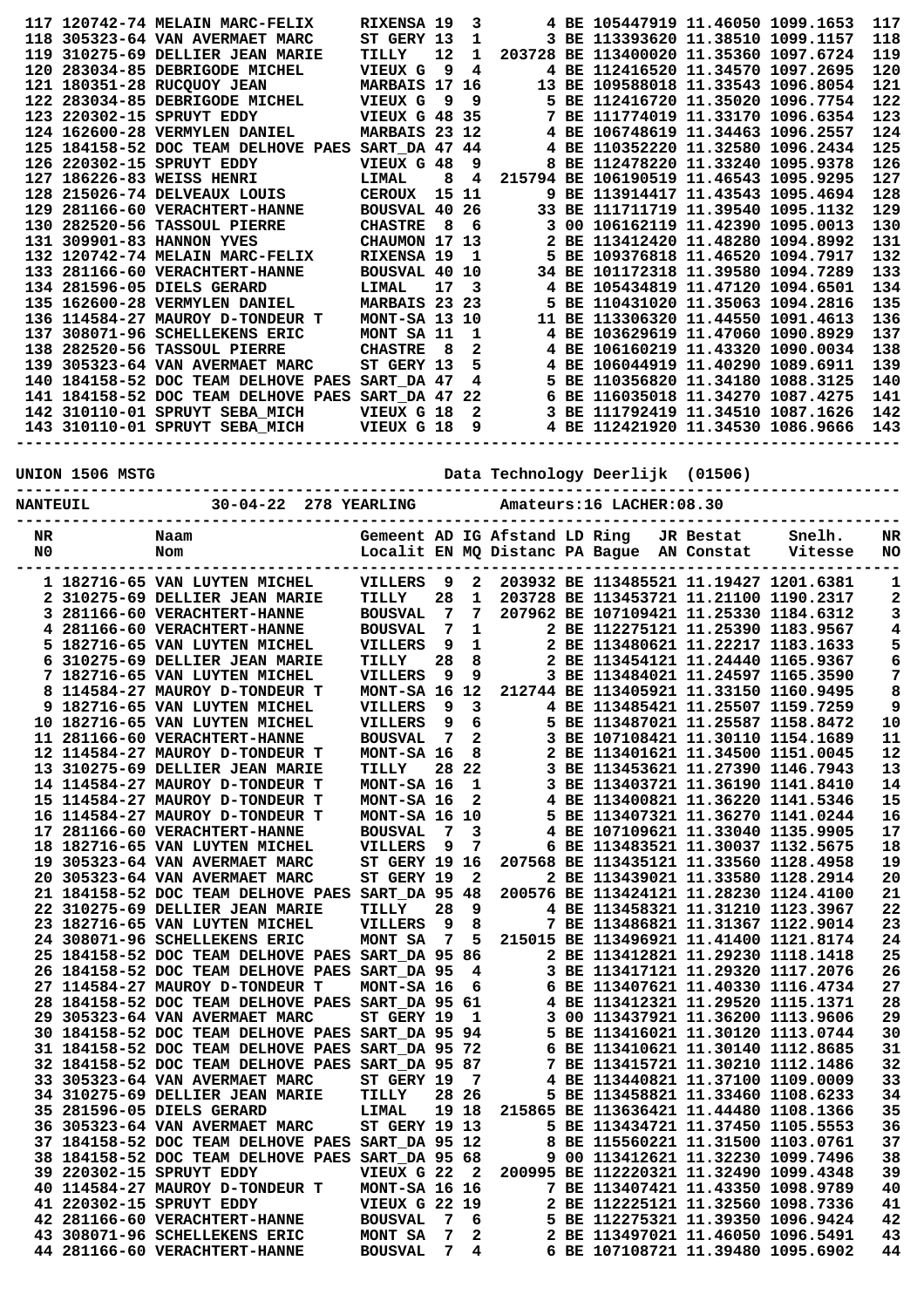| NR | Naam | Gemeent | AD | IG | Afstand | LD | Ring | JR | Bestat | Snelh. | NR |
|---|---|---|---|---|---|---|---|---|---|---|---|
| 117 | 120742-74 MELAIN MARC-FELIX | RIXENSA | 19 | 3 | 4 | BE | 1054479 | 19 | 11.46050 | 1099.1653 | 117 |
| 118 | 305323-64 VAN AVERMAET MARC | ST GERY | 13 | 1 | 3 | BE | 1133936 | 20 | 11.38510 | 1099.1157 | 118 |
| 119 | 310275-69 DELLIER JEAN MARIE | TILLY | 12 | 1 | 203728 | BE | 1134000 | 20 | 11.35360 | 1097.6724 | 119 |
| 120 | 283034-85 DEBRIGODE MICHEL | VIEUX G | 9 | 4 | 4 | BE | 1124165 | 20 | 11.34570 | 1097.2695 | 120 |
| 121 | 180351-28 RUCQUOY JEAN | MARBAIS | 17 | 16 | 13 | BE | 1095880 | 18 | 11.33543 | 1096.8054 | 121 |
| 122 | 283034-85 DEBRIGODE MICHEL | VIEUX G | 9 | 9 | 5 | BE | 1124167 | 20 | 11.35020 | 1096.7754 | 122 |
| 123 | 220302-15 SPRUYT EDDY | VIEUX G | 48 | 35 | 7 | BE | 1117740 | 19 | 11.33170 | 1096.6354 | 123 |
| 124 | 162600-28 VERMYLEN DANIEL | MARBAIS | 23 | 12 | 4 | BE | 1067486 | 19 | 11.34463 | 1096.2557 | 124 |
| 125 | 184158-52 DOC TEAM DELHOVE PAES | SART_DA | 47 | 44 | 4 | BE | 1103522 | 20 | 11.32580 | 1096.2434 | 125 |
| 126 | 220302-15 SPRUYT EDDY | VIEUX G | 48 | 9 | 8 | BE | 1124782 | 20 | 11.33240 | 1095.9378 | 126 |
| 127 | 186226-83 WEISS HENRI | LIMAL | 8 | 4 | 215794 | BE | 1061905 | 19 | 11.46543 | 1095.9295 | 127 |
| 128 | 215026-74 DELVEAUX LOUIS | CEROUX | 15 | 11 | 9 | BE | 1139144 | 17 | 11.43543 | 1095.4694 | 128 |
| 129 | 281166-60 VERACHTERT-HANNE | BOUSVAL | 40 | 26 | 33 | BE | 1117117 | 19 | 11.39540 | 1095.1132 | 129 |
| 130 | 282520-56 TASSOUL PIERRE | CHASTRE | 8 | 6 | 3 | 00 | 1061621 | 19 | 11.42390 | 1095.0013 | 130 |
| 131 | 309901-83 HANNON YVES | CHAUMON | 17 | 13 | 2 | BE | 1134124 | 20 | 11.48280 | 1094.8992 | 131 |
| 132 | 120742-74 MELAIN MARC-FELIX | RIXENSA | 19 | 1 | 5 | BE | 1093768 | 18 | 11.46520 | 1094.7917 | 132 |
| 133 | 281166-60 VERACHTERT-HANNE | BOUSVAL | 40 | 10 | 34 | BE | 1011723 | 18 | 11.39580 | 1094.7289 | 133 |
| 134 | 281596-05 DIELS GERARD | LIMAL | 17 | 3 | 4 | BE | 1054348 | 19 | 11.47120 | 1094.6501 | 134 |
| 135 | 162600-28 VERMYLEN DANIEL | MARBAIS | 23 | 23 | 5 | BE | 1104310 | 20 | 11.35063 | 1094.2816 | 135 |
| 136 | 114584-27 MAUROY D-TONDEUR T | MONT-SA | 13 | 10 | 11 | BE | 1133063 | 20 | 11.44550 | 1091.4613 | 136 |
| 137 | 308071-96 SCHELLEKENS ERIC | MONT SA | 11 | 1 | 4 | BE | 1036296 | 19 | 11.47060 | 1090.8929 | 137 |
| 138 | 282520-56 TASSOUL PIERRE | CHASTRE | 8 | 2 | 4 | BE | 1061602 | 19 | 11.43320 | 1090.0034 | 138 |
| 139 | 305323-64 VAN AVERMAET MARC | ST GERY | 13 | 5 | 4 | BE | 1060446 | 19 | 11.40290 | 1089.6911 | 139 |
| 140 | 184158-52 DOC TEAM DELHOVE PAES | SART_DA | 47 | 4 | 5 | BE | 1103568 | 20 | 11.34180 | 1088.3125 | 140 |
| 141 | 184158-52 DOC TEAM DELHOVE PAES | SART_DA | 47 | 22 | 6 | BE | 1160350 | 18 | 11.34270 | 1087.4275 | 141 |
| 142 | 310110-01 SPRUYT SEBA_MICH | VIEUX G | 18 | 2 | 3 | BE | 1117924 | 19 | 11.34510 | 1087.1626 | 142 |
| 143 | 310110-01 SPRUYT SEBA_MICH | VIEUX G | 18 | 9 | 4 | BE | 1124219 | 20 | 11.34530 | 1086.9666 | 143 |

UNION 1506 MSTG — Data Technology Deerlijk (01506)

NANTEUIL — 30-04-22 278 YEARLING — Amateurs:16 LACHER:08.30

| NR<br>N0 | Naam<br>Nom | Gemeent<br>Localit | AD<br>EN | IG<br>MQ | Afstand<br>Distanc | LD<br>PA | Ring<br>Bague | JR<br>AN | Bestat<br>Constat | Snelh.<br>Vitesse | NR<br>NO |
|---|---|---|---|---|---|---|---|---|---|---|---|
| 1 | 182716-65 VAN LUYTEN MICHEL | VILLERS | 9 | 2 | 203932 | BE | 1134855 | 21 | 11.19427 | 1201.6381 | 1 |
| 2 | 310275-69 DELLIER JEAN MARIE | TILLY | 28 | 1 | 203728 | BE | 1134537 | 21 | 11.21100 | 1190.2317 | 2 |
| 3 | 281166-60 VERACHTERT-HANNE | BOUSVAL | 7 | 7 | 207962 | BE | 1071094 | 21 | 11.25330 | 1184.6312 | 3 |
| 4 | 281166-60 VERACHTERT-HANNE | BOUSVAL | 7 | 1 | 2 | BE | 1122751 | 21 | 11.25390 | 1183.9567 | 4 |
| 5 | 182716-65 VAN LUYTEN MICHEL | VILLERS | 9 | 1 | 2 | BE | 1134806 | 21 | 11.22217 | 1183.1633 | 5 |
| 6 | 310275-69 DELLIER JEAN MARIE | TILLY | 28 | 8 | 2 | BE | 1134540 | 21 | 11.24440 | 1165.9367 | 6 |
| 7 | 182716-65 VAN LUYTEN MICHEL | VILLERS | 9 | 9 | 3 | BE | 1134840 | 21 | 11.24597 | 1165.3590 | 7 |
| 8 | 114584-27 MAUROY D-TONDEUR T | MONT-SA | 16 | 12 | 212744 | BE | 1134059 | 21 | 11.33150 | 1160.9495 | 8 |
| 9 | 182716-65 VAN LUYTEN MICHEL | VILLERS | 9 | 3 | 4 | BE | 1134855 | 21 | 11.25507 | 1159.7259 | 9 |
| 10 | 182716-65 VAN LUYTEN MICHEL | VILLERS | 9 | 6 | 5 | BE | 1134870 | 21 | 11.25587 | 1158.8472 | 10 |
| 11 | 281166-60 VERACHTERT-HANNE | BOUSVAL | 7 | 2 | 3 | BE | 1071084 | 21 | 11.30110 | 1154.1689 | 11 |
| 12 | 114584-27 MAUROY D-TONDEUR T | MONT-SA | 16 | 8 | 2 | BE | 1134016 | 21 | 11.34500 | 1151.0045 | 12 |
| 13 | 310275-69 DELLIER JEAN MARIE | TILLY | 28 | 22 | 3 | BE | 1134536 | 21 | 11.27390 | 1146.7943 | 13 |
| 14 | 114584-27 MAUROY D-TONDEUR T | MONT-SA | 16 | 1 | 3 | BE | 1134037 | 21 | 11.36190 | 1141.8410 | 14 |
| 15 | 114584-27 MAUROY D-TONDEUR T | MONT-SA | 16 | 2 | 4 | BE | 1134008 | 21 | 11.36220 | 1141.5346 | 15 |
| 16 | 114584-27 MAUROY D-TONDEUR T | MONT-SA | 16 | 10 | 5 | BE | 1134073 | 21 | 11.36270 | 1141.0244 | 16 |
| 17 | 281166-60 VERACHTERT-HANNE | BOUSVAL | 7 | 3 | 4 | BE | 1071096 | 21 | 11.33040 | 1135.9905 | 17 |
| 18 | 182716-65 VAN LUYTEN MICHEL | VILLERS | 9 | 7 | 6 | BE | 1134835 | 21 | 11.30037 | 1132.5675 | 18 |
| 19 | 305323-64 VAN AVERMAET MARC | ST GERY | 19 | 16 | 207568 | BE | 1134351 | 21 | 11.33560 | 1128.4958 | 19 |
| 20 | 305323-64 VAN AVERMAET MARC | ST GERY | 19 | 2 | 2 | BE | 1134390 | 21 | 11.33580 | 1128.2914 | 20 |
| 21 | 184158-52 DOC TEAM DELHOVE PAES | SART_DA | 95 | 48 | 200576 | BE | 1134241 | 21 | 11.28230 | 1124.4100 | 21 |
| 22 | 310275-69 DELLIER JEAN MARIE | TILLY | 28 | 9 | 4 | BE | 1134583 | 21 | 11.31210 | 1123.3967 | 22 |
| 23 | 182716-65 VAN LUYTEN MICHEL | VILLERS | 9 | 8 | 7 | BE | 1134867 | 21 | 11.31367 | 1122.9014 | 23 |
| 24 | 308071-96 SCHELLEKENS ERIC | MONT SA | 7 | 5 | 215015 | BE | 1134969 | 21 | 11.41400 | 1121.8174 | 24 |
| 25 | 184158-52 DOC TEAM DELHOVE PAES | SART_DA | 95 | 86 | 2 | BE | 1134128 | 21 | 11.29230 | 1118.1418 | 25 |
| 26 | 184158-52 DOC TEAM DELHOVE PAES | SART_DA | 95 | 4 | 3 | BE | 1134171 | 21 | 11.29320 | 1117.2076 | 26 |
| 27 | 114584-27 MAUROY D-TONDEUR T | MONT-SA | 16 | 6 | 6 | BE | 1134076 | 21 | 11.40330 | 1116.4734 | 27 |
| 28 | 184158-52 DOC TEAM DELHOVE PAES | SART_DA | 95 | 61 | 4 | BE | 1134123 | 21 | 11.29520 | 1115.1371 | 28 |
| 29 | 305323-64 VAN AVERMAET MARC | ST GERY | 19 | 1 | 3 | 00 | 1134379 | 21 | 11.36200 | 1113.9606 | 29 |
| 30 | 184158-52 DOC TEAM DELHOVE PAES | SART_DA | 95 | 94 | 5 | BE | 1134160 | 21 | 11.30120 | 1113.0744 | 30 |
| 31 | 184158-52 DOC TEAM DELHOVE PAES | SART_DA | 95 | 72 | 6 | BE | 1134106 | 21 | 11.30140 | 1112.8685 | 31 |
| 32 | 184158-52 DOC TEAM DELHOVE PAES | SART_DA | 95 | 87 | 7 | BE | 1134157 | 21 | 11.30210 | 1112.1486 | 32 |
| 33 | 305323-64 VAN AVERMAET MARC | ST GERY | 19 | 7 | 4 | BE | 1134408 | 21 | 11.37100 | 1109.0009 | 33 |
| 34 | 310275-69 DELLIER JEAN MARIE | TILLY | 28 | 26 | 5 | BE | 1134588 | 21 | 11.33460 | 1108.6233 | 34 |
| 35 | 281596-05 DIELS GERARD | LIMAL | 19 | 18 | 215865 | BE | 1136364 | 21 | 11.44480 | 1108.1366 | 35 |
| 36 | 305323-64 VAN AVERMAET MARC | ST GERY | 19 | 13 | 5 | BE | 1134347 | 21 | 11.37450 | 1105.5553 | 36 |
| 37 | 184158-52 DOC TEAM DELHOVE PAES | SART_DA | 95 | 12 | 8 | BE | 1155601 | 21 | 11.31500 | 1103.0761 | 37 |
| 38 | 184158-52 DOC TEAM DELHOVE PAES | SART_DA | 95 | 68 | 9 | 00 | 1134126 | 21 | 11.32230 | 1099.7496 | 38 |
| 39 | 220302-15 SPRUYT EDDY | VIEUX G | 22 | 2 | 200995 | BE | 1122203 | 21 | 11.32490 | 1099.4348 | 39 |
| 40 | 114584-27 MAUROY D-TONDEUR T | MONT-SA | 16 | 16 | 7 | BE | 1134074 | 21 | 11.43350 | 1098.9789 | 40 |
| 41 | 220302-15 SPRUYT EDDY | VIEUX G | 22 | 19 | 2 | BE | 1122251 | 21 | 11.32560 | 1098.7336 | 41 |
| 42 | 281166-60 VERACHTERT-HANNE | BOUSVAL | 7 | 6 | 5 | BE | 1122753 | 21 | 11.39350 | 1096.9424 | 42 |
| 43 | 308071-96 SCHELLEKENS ERIC | MONT SA | 7 | 2 | 2 | BE | 1134970 | 21 | 11.46050 | 1096.5491 | 43 |
| 44 | 281166-60 VERACHTERT-HANNE | BOUSVAL | 7 | 4 | 6 | BE | 1071087 | 21 | 11.39480 | 1095.6902 | 44 |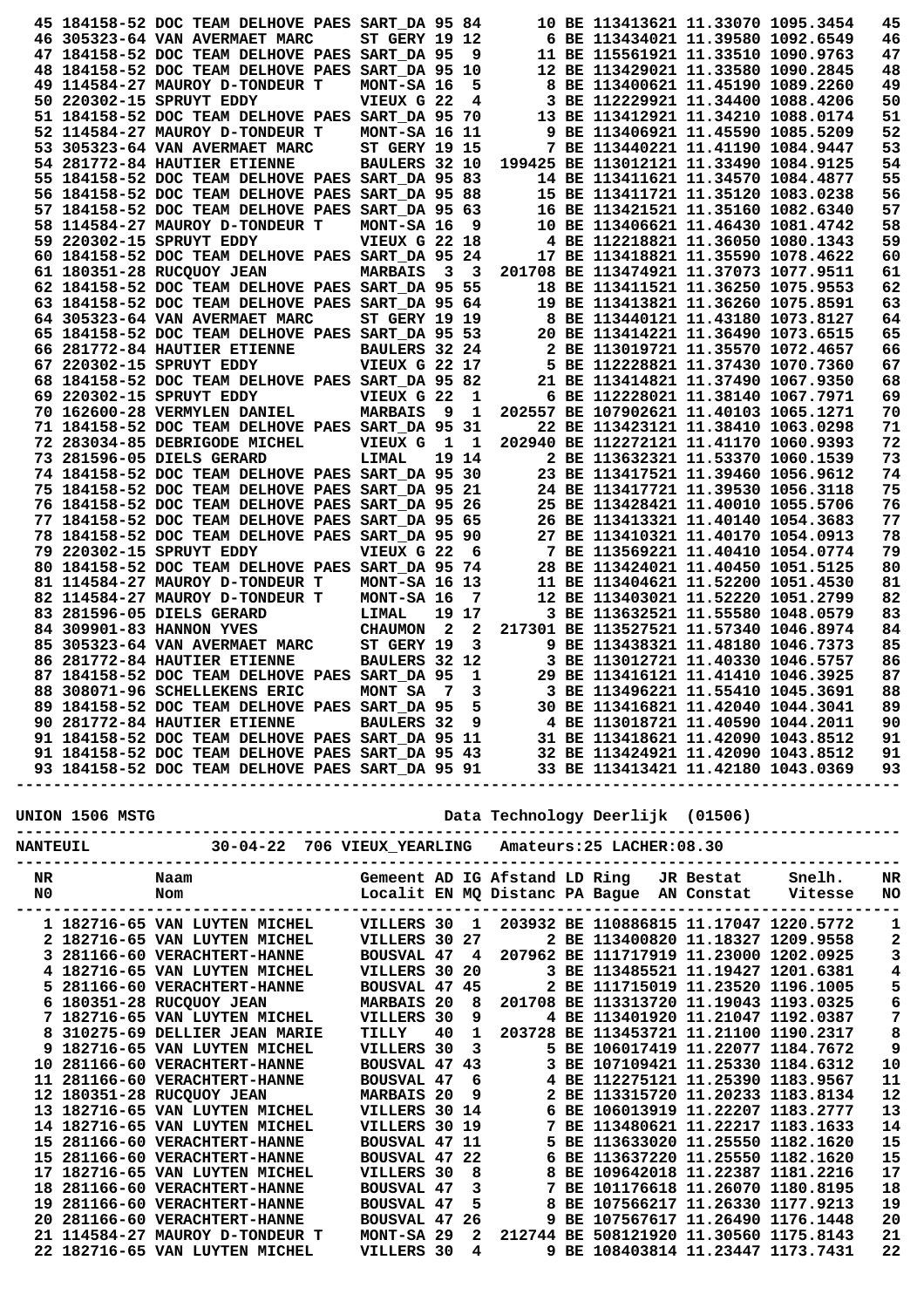| NR | Naam | Gemeent | AD | IG | Afstand | LD | Ring | JR | Bestat | Snelh. | NR |
|---|---|---|---|---|---|---|---|---|---|---|---|
| 45 | 184158-52 DOC TEAM DELHOVE PAES | SART_DA | 95 | 84 | | 10 | BE 1134136 | 21 | 11.33070 | 1095.3454 | 45 |
| 46 | 305323-64 VAN AVERMAET MARC | ST GERY | 19 | 12 | | 6 | BE 1134340 | 21 | 11.39580 | 1092.6549 | 46 |
| 47 | 184158-52 DOC TEAM DELHOVE PAES | SART_DA | 95 | 9 | | 11 | BE 1155619 | 21 | 11.33510 | 1090.9763 | 47 |
| 48 | 184158-52 DOC TEAM DELHOVE PAES | SART_DA | 95 | 10 | | 12 | BE 1134290 | 21 | 11.33580 | 1090.2845 | 48 |
| 49 | 114584-27 MAUROY D-TONDEUR T | MONT-SA | 16 | 5 | | 8 | BE 1134006 | 21 | 11.45190 | 1089.2260 | 49 |
| 50 | 220302-15 SPRUYT EDDY | VIEUX G | 22 | 4 | | 3 | BE 1122299 | 21 | 11.34400 | 1088.4206 | 50 |
| 51 | 184158-52 DOC TEAM DELHOVE PAES | SART_DA | 95 | 70 | | 13 | BE 1134129 | 21 | 11.34210 | 1088.0174 | 51 |
| 52 | 114584-27 MAUROY D-TONDEUR T | MONT-SA | 16 | 11 | | 9 | BE 1134069 | 21 | 11.45590 | 1085.5209 | 52 |
| 53 | 305323-64 VAN AVERMAET MARC | ST GERY | 19 | 15 | | 7 | BE 1134402 | 21 | 11.41190 | 1084.9447 | 53 |
| 54 | 281772-84 HAUTIER ETIENNE | BAULERS | 32 | 10 | 199425 | | BE 1130121 | 21 | 11.33490 | 1084.9125 | 54 |
| 55 | 184158-52 DOC TEAM DELHOVE PAES | SART_DA | 95 | 83 | | 14 | BE 1134116 | 21 | 11.34570 | 1084.4877 | 55 |
| 56 | 184158-52 DOC TEAM DELHOVE PAES | SART_DA | 95 | 88 | | 15 | BE 1134117 | 21 | 11.35120 | 1083.0238 | 56 |
| 57 | 184158-52 DOC TEAM DELHOVE PAES | SART_DA | 95 | 63 | | 16 | BE 1134215 | 21 | 11.35160 | 1082.6340 | 57 |
| 58 | 114584-27 MAUROY D-TONDEUR T | MONT-SA | 16 | 9 | | 10 | BE 1134066 | 21 | 11.46430 | 1081.4742 | 58 |
| 59 | 220302-15 SPRUYT EDDY | VIEUX G | 22 | 18 | | 4 | BE 1122188 | 21 | 11.36050 | 1080.1343 | 59 |
| 60 | 184158-52 DOC TEAM DELHOVE PAES | SART_DA | 95 | 24 | | 17 | BE 1134188 | 21 | 11.35590 | 1078.4622 | 60 |
| 61 | 180351-28 RUCQUOY JEAN | MARBAIS | 3 | 3 | 201708 | | BE 1134749 | 21 | 11.37073 | 1077.9511 | 61 |
| 62 | 184158-52 DOC TEAM DELHOVE PAES | SART_DA | 95 | 55 | | 18 | BE 1134115 | 21 | 11.36250 | 1075.9553 | 62 |
| 63 | 184158-52 DOC TEAM DELHOVE PAES | SART_DA | 95 | 64 | | 19 | BE 1134138 | 21 | 11.36260 | 1075.8591 | 63 |
| 64 | 305323-64 VAN AVERMAET MARC | ST GERY | 19 | 19 | | 8 | BE 1134401 | 21 | 11.43180 | 1073.8127 | 64 |
| 65 | 184158-52 DOC TEAM DELHOVE PAES | SART_DA | 95 | 53 | | 20 | BE 1134142 | 21 | 11.36490 | 1073.6515 | 65 |
| 66 | 281772-84 HAUTIER ETIENNE | BAULERS | 32 | 24 | | 2 | BE 1130197 | 21 | 11.35570 | 1072.4657 | 66 |
| 67 | 220302-15 SPRUYT EDDY | VIEUX G | 22 | 17 | | 5 | BE 1122288 | 21 | 11.37430 | 1070.7360 | 67 |
| 68 | 184158-52 DOC TEAM DELHOVE PAES | SART_DA | 95 | 82 | | 21 | BE 1134148 | 21 | 11.37490 | 1067.9350 | 68 |
| 69 | 220302-15 SPRUYT EDDY | VIEUX G | 22 | 1 | | 6 | BE 1122280 | 21 | 11.38140 | 1067.7971 | 69 |
| 70 | 162600-28 VERMYLEN DANIEL | MARBAIS | 9 | 1 | 202557 | | BE 1079026 | 21 | 11.40103 | 1065.1271 | 70 |
| 71 | 184158-52 DOC TEAM DELHOVE PAES | SART_DA | 95 | 31 | | 22 | BE 1134231 | 21 | 11.38410 | 1063.0298 | 71 |
| 72 | 283034-85 DEBRIGODE MICHEL | VIEUX G | 1 | 1 | 202940 | | BE 1122721 | 21 | 11.41170 | 1060.9393 | 72 |
| 73 | 281596-05 DIELS GERARD | LIMAL | 19 | 14 | | 2 | BE 1136323 | 21 | 11.53370 | 1060.1539 | 73 |
| 74 | 184158-52 DOC TEAM DELHOVE PAES | SART_DA | 95 | 30 | | 23 | BE 1134175 | 21 | 11.39460 | 1056.9612 | 74 |
| 75 | 184158-52 DOC TEAM DELHOVE PAES | SART_DA | 95 | 21 | | 24 | BE 1134177 | 21 | 11.39530 | 1056.3118 | 75 |
| 76 | 184158-52 DOC TEAM DELHOVE PAES | SART_DA | 95 | 26 | | 25 | BE 1134284 | 21 | 11.40010 | 1055.5706 | 76 |
| 77 | 184158-52 DOC TEAM DELHOVE PAES | SART_DA | 95 | 65 | | 26 | BE 1134133 | 21 | 11.40140 | 1054.3683 | 77 |
| 78 | 184158-52 DOC TEAM DELHOVE PAES | SART_DA | 95 | 90 | | 27 | BE 1134103 | 21 | 11.40170 | 1054.0913 | 78 |
| 79 | 220302-15 SPRUYT EDDY | VIEUX G | 22 | 6 | | 7 | BE 1135692 | 21 | 11.40410 | 1054.0774 | 79 |
| 80 | 184158-52 DOC TEAM DELHOVE PAES | SART_DA | 95 | 74 | | 28 | BE 1134240 | 21 | 11.40450 | 1051.5125 | 80 |
| 81 | 114584-27 MAUROY D-TONDEUR T | MONT-SA | 16 | 13 | | 11 | BE 1134046 | 21 | 11.52200 | 1051.4530 | 81 |
| 82 | 114584-27 MAUROY D-TONDEUR T | MONT-SA | 16 | 7 | | 12 | BE 1134030 | 21 | 11.52220 | 1051.2799 | 82 |
| 83 | 281596-05 DIELS GERARD | LIMAL | 19 | 17 | | 3 | BE 1136325 | 21 | 11.55580 | 1048.0579 | 83 |
| 84 | 309901-83 HANNON YVES | CHAUMON | 2 | 2 | 217301 | | BE 1135275 | 21 | 11.57340 | 1046.8974 | 84 |
| 85 | 305323-64 VAN AVERMAET MARC | ST GERY | 19 | 3 | | 9 | BE 1134383 | 21 | 11.48180 | 1046.7373 | 85 |
| 86 | 281772-84 HAUTIER ETIENNE | BAULERS | 32 | 12 | | 3 | BE 1130127 | 21 | 11.40330 | 1046.5757 | 86 |
| 87 | 184158-52 DOC TEAM DELHOVE PAES | SART_DA | 95 | 1 | | 29 | BE 1134161 | 21 | 11.41410 | 1046.3925 | 87 |
| 88 | 308071-96 SCHELLEKENS ERIC | MONT SA | 7 | 3 | | 3 | BE 1134962 | 21 | 11.55410 | 1045.3691 | 88 |
| 89 | 184158-52 DOC TEAM DELHOVE PAES | SART_DA | 95 | 5 | | 30 | BE 1134168 | 21 | 11.42040 | 1044.3041 | 89 |
| 90 | 281772-84 HAUTIER ETIENNE | BAULERS | 32 | 9 | | 4 | BE 1130187 | 21 | 11.40590 | 1044.2011 | 90 |
| 91 | 184158-52 DOC TEAM DELHOVE PAES | SART_DA | 95 | 11 | | 31 | BE 1134186 | 21 | 11.42090 | 1043.8512 | 91 |
| 91 | 184158-52 DOC TEAM DELHOVE PAES | SART_DA | 95 | 43 | | 32 | BE 1134249 | 21 | 11.42090 | 1043.8512 | 91 |
| 93 | 184158-52 DOC TEAM DELHOVE PAES | SART_DA | 95 | 91 | | 33 | BE 1134134 | 21 | 11.42180 | 1043.0369 | 93 |

UNION 1506 MSTG — Data Technology Deerlijk (01506)

NANTEUIL 30-04-22 706 VIEUX_YEARLING Amateurs:25 LACHER:08.30

| NR<br>NO | Naam<br>Nom | Gemeent<br>Localit | AD<br>EN | IG<br>MQ | Afstand<br>Distanc | LD<br>PA | Ring<br>Bague | JR<br>AN | Bestat<br>Constat | Snelh.<br>Vitesse | NR<br>NO |
|---|---|---|---|---|---|---|---|---|---|---|---|
| 1 | 182716-65 VAN LUYTEN MICHEL | VILLERS | 30 | 1 | 203932 | | BE 1108868 | 15 | 11.17047 | 1220.5772 | 1 |
| 2 | 182716-65 VAN LUYTEN MICHEL | VILLERS | 30 | 27 | | 2 | BE 1134008 | 20 | 11.18327 | 1209.9558 | 2 |
| 3 | 281166-60 VERACHTERT-HANNE | BOUSVAL | 47 | 4 | 207962 | | BE 1117179 | 19 | 11.23000 | 1202.0925 | 3 |
| 4 | 182716-65 VAN LUYTEN MICHEL | VILLERS | 30 | 20 | | 3 | BE 1134855 | 21 | 11.19427 | 1201.6381 | 4 |
| 5 | 281166-60 VERACHTERT-HANNE | BOUSVAL | 47 | 45 | | 2 | BE 1117150 | 19 | 11.23520 | 1196.1005 | 5 |
| 6 | 180351-28 RUCQUOY JEAN | MARBAIS | 20 | 8 | 201708 | | BE 1133137 | 20 | 11.19043 | 1193.0325 | 6 |
| 7 | 182716-65 VAN LUYTEN MICHEL | VILLERS | 30 | 9 | | 4 | BE 1134019 | 20 | 11.21047 | 1192.0387 | 7 |
| 8 | 310275-69 DELLIER JEAN MARIE | TILLY | 40 | 1 | 203728 | | BE 1134537 | 21 | 11.21100 | 1190.2317 | 8 |
| 9 | 182716-65 VAN LUYTEN MICHEL | VILLERS | 30 | 3 | | 5 | BE 1060174 | 19 | 11.22077 | 1184.7672 | 9 |
| 10 | 281166-60 VERACHTERT-HANNE | BOUSVAL | 47 | 43 | | 3 | BE 1071094 | 21 | 11.25330 | 1184.6312 | 10 |
| 11 | 281166-60 VERACHTERT-HANNE | BOUSVAL | 47 | 6 | | 4 | BE 1122751 | 21 | 11.25390 | 1183.9567 | 11 |
| 12 | 180351-28 RUCQUOY JEAN | MARBAIS | 20 | 9 | | 2 | BE 1133157 | 20 | 11.20233 | 1183.8134 | 12 |
| 13 | 182716-65 VAN LUYTEN MICHEL | VILLERS | 30 | 14 | | 6 | BE 1060139 | 19 | 11.22207 | 1183.2777 | 13 |
| 14 | 182716-65 VAN LUYTEN MICHEL | VILLERS | 30 | 19 | | 7 | BE 1134806 | 21 | 11.22217 | 1183.1633 | 14 |
| 15 | 281166-60 VERACHTERT-HANNE | BOUSVAL | 47 | 11 | | 5 | BE 1136330 | 20 | 11.25550 | 1182.1620 | 15 |
| 15 | 281166-60 VERACHTERT-HANNE | BOUSVAL | 47 | 22 | | 6 | BE 1136372 | 20 | 11.25550 | 1182.1620 | 15 |
| 17 | 182716-65 VAN LUYTEN MICHEL | VILLERS | 30 | 8 | | 8 | BE 1096420 | 18 | 11.22387 | 1181.2216 | 17 |
| 18 | 281166-60 VERACHTERT-HANNE | BOUSVAL | 47 | 3 | | 7 | BE 1011766 | 18 | 11.26070 | 1180.8195 | 18 |
| 19 | 281166-60 VERACHTERT-HANNE | BOUSVAL | 47 | 5 | | 8 | BE 1075662 | 17 | 11.26330 | 1177.9213 | 19 |
| 20 | 281166-60 VERACHTERT-HANNE | BOUSVAL | 47 | 26 | | 9 | BE 1075676 | 17 | 11.26490 | 1176.1448 | 20 |
| 21 | 114584-27 MAUROY D-TONDEUR T | MONT-SA | 29 | 2 | 212744 | | BE 5081219 | 20 | 11.30560 | 1175.8143 | 21 |
| 22 | 182716-65 VAN LUYTEN MICHEL | VILLERS | 30 | 4 | | 9 | BE 1084038 | 14 | 11.23447 | 1173.7431 | 22 |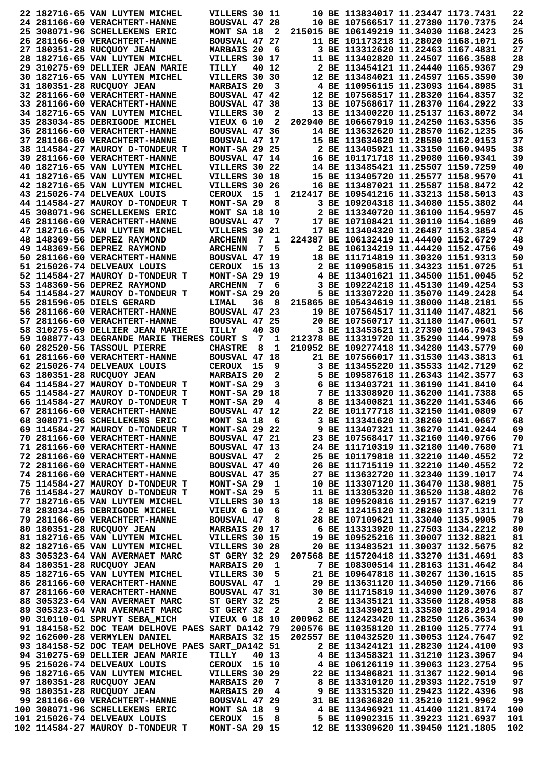```
 22 182716-65 VAN LUYTEN MICHEL     VILLERS 30 11      10 BE 113834017 11.23447 1173.7431   22
 24 281166-60 VERACHTERT-HANNE      BOUSVAL 47 28      10 BE 107566517 11.27380 1170.7375   24
 25 308071-96 SCHELLEKENS ERIC      MONT SA 18  2  215015 BE 106149219 11.34030 1168.2423   25
 26 281166-60 VERACHTERT-HANNE      BOUSVAL 47 27      11 BE 101173218 11.28020 1168.1071   26
 27 180351-28 RUCQUOY JEAN          MARBAIS 20  6       3 BE 113312620 11.22463 1167.4831   27
 28 182716-65 VAN LUYTEN MICHEL     VILLERS 30 17      11 BE 113402820 11.24507 1166.3588   28
 29 310275-69 DELLIER JEAN MARIE    TILLY   40 12       2 BE 113454121 11.24440 1165.9367   29
 30 182716-65 VAN LUYTEN MICHEL     VILLERS 30 30      12 BE 113484021 11.24597 1165.3590   30
 31 180351-28 RUCQUOY JEAN          MARBAIS 20  3       4 BE 110956115 11.23093 1164.8985   31
 32 281166-60 VERACHTERT-HANNE      BOUSVAL 47 42      12 BE 107568517 11.28320 1164.8357   32
 33 281166-60 VERACHTERT-HANNE      BOUSVAL 47 38      13 BE 107568617 11.28370 1164.2922   33
 34 182716-65 VAN LUYTEN MICHEL     VILLERS 30  2      13 BE 113400220 11.25137 1163.8072   34
 35 283034-85 DEBRIGODE MICHEL      VIEUX G 10  2  202940 BE 106667919 11.24250 1163.5356   35
 36 281166-60 VERACHTERT-HANNE      BOUSVAL 47 36      14 BE 113632620 11.28570 1162.1235   36
 37 281166-60 VERACHTERT-HANNE      BOUSVAL 47 17      15 BE 113634620 11.28580 1162.0153   37
 38 114584-27 MAUROY D-TONDEUR T    MONT-SA 29 25       2 BE 113405921 11.33150 1160.9495   38
 39 281166-60 VERACHTERT-HANNE      BOUSVAL 47 14      16 BE 101171718 11.29080 1160.9341   39
 40 182716-65 VAN LUYTEN MICHEL     VILLERS 30 22      14 BE 113485421 11.25507 1159.7259   40
 41 182716-65 VAN LUYTEN MICHEL     VILLERS 30 18      15 BE 113405720 11.25577 1158.9570   41
 42 182716-65 VAN LUYTEN MICHEL     VILLERS 30 26      16 BE 113487021 11.25587 1158.8472   42
 43 215026-74 DELVEAUX LOUIS        CEROUX  15  1  212417 BE 109541216 11.33213 1158.5013   43
 44 114584-27 MAUROY D-TONDEUR T    MONT-SA 29  8       3 BE 109204318 11.34080 1155.3802   44
 45 308071-96 SCHELLEKENS ERIC      MONT SA 18 10       2 BE 113340720 11.36100 1154.9597   45
 46 281166-60 VERACHTERT-HANNE      BOUSVAL 47  7      17 BE 107108421 11.30110 1154.1689   46
 47 182716-65 VAN LUYTEN MICHEL     VILLERS 30 21      17 BE 113404320 11.26487 1153.3854   47
 48 148369-56 DEPREZ RAYMOND        ARCHENN  7  1  224387 BE 106132419 11.44400 1152.6729   48
 49 148369-56 DEPREZ RAYMOND        ARCHENN  7  5       2 BE 106134219 11.44420 1152.4756   49
 50 281166-60 VERACHTERT-HANNE      BOUSVAL 47 19      18 BE 111714819 11.30320 1151.9313   50
 51 215026-74 DELVEAUX LOUIS        CEROUX  15 13       2 BE 110905815 11.34323 1151.0725   51
 52 114584-27 MAUROY D-TONDEUR T    MONT-SA 29 19       4 BE 113401621 11.34500 1151.0045   52
 53 148369-56 DEPREZ RAYMOND        ARCHENN  7  6       3 BE 109224218 11.45130 1149.4254   53
 54 114584-27 MAUROY D-TONDEUR T    MONT-SA 29 20       5 BE 113307220 11.35070 1149.2428   54
 55 281596-05 DIELS GERARD          LIMAL   36  8  215865 BE 105434619 11.38000 1148.2181   55
 56 281166-60 VERACHTERT-HANNE      BOUSVAL 47 23      19 BE 107564517 11.31140 1147.4821   56
 57 281166-60 VERACHTERT-HANNE      BOUSVAL 47 25      20 BE 107560717 11.31180 1147.0601   57
 58 310275-69 DELLIER JEAN MARIE    TILLY   40 30       3 BE 113453621 11.27390 1146.7943   58
 59 108877-43 DEGRANDE MARIE THERES COURT S  7  1  212378 BE 113319720 11.35290 1144.9978   59
 60 282520-56 TASSOUL PIERRE        CHASTRE  8  1  210952 BE 109277418 11.34280 1143.5779   60
 61 281166-60 VERACHTERT-HANNE      BOUSVAL 47 18      21 BE 107566017 11.31530 1143.3813   61
 62 215026-74 DELVEAUX LOUIS        CEROUX  15  9       3 BE 113455220 11.35533 1142.7129   62
 63 180351-28 RUCQUOY JEAN          MARBAIS 20  2       5 BE 109587618 11.26343 1142.3577   63
 64 114584-27 MAUROY D-TONDEUR T    MONT-SA 29  3       6 BE 113403721 11.36190 1141.8410   64
 65 114584-27 MAUROY D-TONDEUR T    MONT-SA 29 18       7 BE 113308920 11.36200 1141.7388   65
 66 114584-27 MAUROY D-TONDEUR T    MONT-SA 29  4       8 BE 113400821 11.36220 1141.5346   66
 67 281166-60 VERACHTERT-HANNE      BOUSVAL 47 12      22 BE 101177718 11.32150 1141.0809   67
 68 308071-96 SCHELLEKENS ERIC      MONT SA 18  6       3 BE 113341620 11.38260 1141.0667   68
 69 114584-27 MAUROY D-TONDEUR T    MONT-SA 29 22       9 BE 113407321 11.36270 1141.0244   69
 70 281166-60 VERACHTERT-HANNE      BOUSVAL 47 21      23 BE 107568417 11.32160 1140.9766   70
 71 281166-60 VERACHTERT-HANNE      BOUSVAL 47 13      24 BE 111710319 11.32180 1140.7680   71
 72 281166-60 VERACHTERT-HANNE      BOUSVAL 47  2      25 BE 101179818 11.32210 1140.4552   72
 72 281166-60 VERACHTERT-HANNE      BOUSVAL 47 40      26 BE 111715119 11.32210 1140.4552   72
 74 281166-60 VERACHTERT-HANNE      BOUSVAL 47 35      27 BE 113632720 11.32340 1139.1017   74
 75 114584-27 MAUROY D-TONDEUR T    MONT-SA 29  1      10 BE 113307120 11.36470 1138.9881   75
 76 114584-27 MAUROY D-TONDEUR T    MONT-SA 29  5      11 BE 113305320 11.36520 1138.4802   76
 77 182716-65 VAN LUYTEN MICHEL     VILLERS 30 13      18 BE 109520816 11.29157 1137.6219   77
 78 283034-85 DEBRIGODE MICHEL      VIEUX G 10  6       2 BE 112415120 11.28280 1137.1311   78
 79 281166-60 VERACHTERT-HANNE      BOUSVAL 47  8      28 BE 107109621 11.33040 1135.9905   79
 80 180351-28 RUCQUOY JEAN          MARBAIS 20 17       6 BE 113313920 11.27503 1134.2212   80
 81 182716-65 VAN LUYTEN MICHEL     VILLERS 30 15      19 BE 109525216 11.30007 1132.8821   81
 82 182716-65 VAN LUYTEN MICHEL     VILLERS 30 28      20 BE 113483521 11.30037 1132.5675   82
 83 305323-64 VAN AVERMAET MARC     ST GERY 32 29  207568 BE 115720418 11.33270 1131.4691   83
 84 180351-28 RUCQUOY JEAN          MARBAIS 20  1       7 BE 108300514 11.28163 1131.4642   84
 85 182716-65 VAN LUYTEN MICHEL     VILLERS 30  5      21 BE 109647818 11.30267 1130.1615   85
 86 281166-60 VERACHTERT-HANNE      BOUSVAL 47  1      29 BE 113631120 11.34050 1129.7166   86
 87 281166-60 VERACHTERT-HANNE      BOUSVAL 47 31      30 BE 111715819 11.34090 1129.3076   87
 88 305323-64 VAN AVERMAET MARC     ST GERY 32 25       2 BE 113435121 11.33560 1128.4958   88
 89 305323-64 VAN AVERMAET MARC     ST GERY 32  2       3 BE 113439021 11.33580 1128.2914   89
 90 310110-01 SPRUYT SEBA_MICH      VIEUX G 18 10  200962 BE 112423420 11.28250 1126.3634   90
 91 184158-52 DOC TEAM DELHOVE PAES SART_DA142 79  200576 BE 110358120 11.28100 1125.7774   91
 92 162600-28 VERMYLEN DANIEL       MARBAIS 32 15  202557 BE 110432520 11.30053 1124.7647   92
 93 184158-52 DOC TEAM DELHOVE PAES SART_DA142 51       2 BE 113424121 11.28230 1124.4100   93
 94 310275-69 DELLIER JEAN MARIE    TILLY   40 13       4 BE 113458321 11.31210 1123.3967   94
 95 215026-74 DELVEAUX LOUIS        CEROUX  15 10       4 BE 106126119 11.39063 1123.2754   95
 96 182716-65 VAN LUYTEN MICHEL     VILLERS 30 29      22 BE 113486821 11.31367 1122.9014   96
 97 180351-28 RUCQUOY JEAN          MARBAIS 20  7       8 BE 113310120 11.29393 1122.7519   97
 98 180351-28 RUCQUOY JEAN          MARBAIS 20  4       9 BE 113315320 11.29423 1122.4396   98
 99 281166-60 VERACHTERT-HANNE      BOUSVAL 47 29      31 BE 113636820 11.35210 1121.9962   99
100 308071-96 SCHELLEKENS ERIC      MONT SA 18  9       4 BE 113496921 11.41400 1121.8174  100
101 215026-74 DELVEAUX LOUIS        CEROUX  15  8       5 BE 110902315 11.39223 1121.6937  101
102 114584-27 MAUROY D-TONDEUR T    MONT-SA 29 15      12 BE 113309620 11.39450 1121.1805  102
```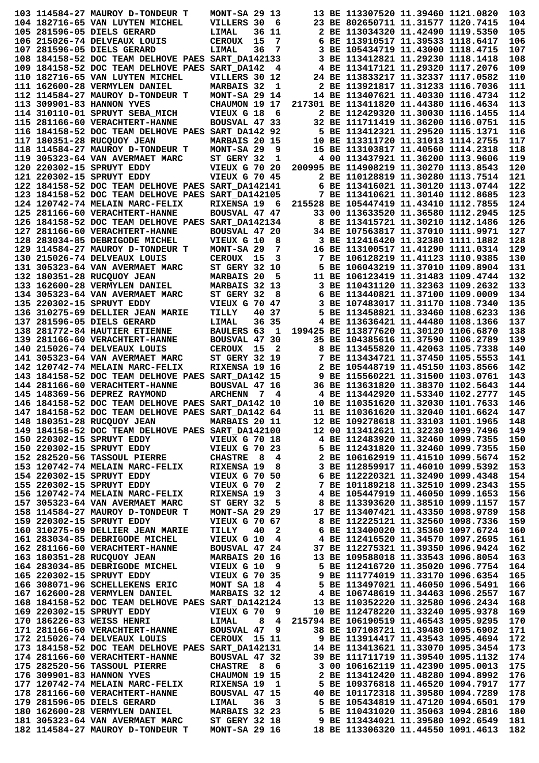```
103 114584-27 MAUROY D-TONDEUR T    MONT-SA 29 13      13 BE 113307520 11.39460 1121.0820  103
104 182716-65 VAN LUYTEN MICHEL     VILLERS 30  6      23 BE 802650711 11.31577 1120.7415  104
105 281596-05 DIELS GERARD          LIMAL    36 11      2 BE 113034320 11.42490 1119.5350  105
106 215026-74 DELVEAUX LOUIS        CEROUX  15  7       6 BE 113910517 11.39533 1118.6417  106
107 281596-05 DIELS GERARD          LIMAL    36  7      3 BE 105434719 11.43000 1118.4715  107
108 184158-52 DOC TEAM DELHOVE PAES SART_DA142133       3 BE 113412821 11.29230 1118.1418  108
109 184158-52 DOC TEAM DELHOVE PAES SART_DA142  4       4 BE 113417121 11.29320 1117.2076  109
110 182716-65 VAN LUYTEN MICHEL     VILLERS 30 12      24 BE 113833217 11.32337 1117.0582  110
111 162600-28 VERMYLEN DANIEL       MARBAIS 32  1       2 BE 113921817 11.31233 1116.7036  111
112 114584-27 MAUROY D-TONDEUR T    MONT-SA 29 14      14 BE 113407621 11.40330 1116.4734  112
113 309901-83 HANNON YVES           CHAUMON 19 17  217301 BE 113411820 11.44380 1116.4634  113
114 310110-01 SPRUYT SEBA_MICH      VIEUX G 18  6       2 BE 112429320 11.30030 1116.1455  114
115 281166-60 VERACHTERT-HANNE      BOUSVAL 47 33      32 BE 111711419 11.36200 1116.0751  115
116 184158-52 DOC TEAM DELHOVE PAES SART_DA142 92       5 BE 113412321 11.29520 1115.1371  116
117 180351-28 RUCQUOY JEAN          MARBAIS 20 15      10 BE 113311720 11.31013 1114.2755  117
118 114584-27 MAUROY D-TONDEUR T    MONT-SA 29  9      15 BE 113103817 11.40560 1114.2318  118
119 305323-64 VAN AVERMAET MARC     ST GERY 32  1       4 00 113437921 11.36200 1113.9606  119
120 220302-15 SPRUYT EDDY           VIEUX G 70 20  200995 BE 114908219 11.30270 1113.8543  120
121 220302-15 SPRUYT EDDY           VIEUX G 70 45       2 BE 110128819 11.30280 1113.7514  121
122 184158-52 DOC TEAM DELHOVE PAES SART_DA142141       6 BE 113416021 11.30120 1113.0744  122
123 184158-52 DOC TEAM DELHOVE PAES SART_DA142105       7 BE 113410621 11.30140 1112.8685  123
124 120742-74 MELAIN MARC-FELIX     RIXENSA 19  6  215528 BE 105447419 11.43410 1112.7855  124
125 281166-60 VERACHTERT-HANNE      BOUSVAL 47 47      33 00 113633520 11.36580 1112.2945  125
126 184158-52 DOC TEAM DELHOVE PAES SART_DA142134       8 BE 113415721 11.30210 1112.1486  126
127 281166-60 VERACHTERT-HANNE      BOUSVAL 47 20      34 BE 107563817 11.37010 1111.9971  127
128 283034-85 DEBRIGODE MICHEL      VIEUX G 10  8       3 BE 112416420 11.32380 1111.1882  128
129 114584-27 MAUROY D-TONDEUR T    MONT-SA 29  7      16 BE 113100517 11.41290 1111.0314  129
130 215026-74 DELVEAUX LOUIS        CEROUX  15  3       7 BE 106128219 11.41123 1110.9385  130
131 305323-64 VAN AVERMAET MARC     ST GERY 32 10       5 BE 106043219 11.37010 1109.8904  131
132 180351-28 RUCQUOY JEAN          MARBAIS 20  5      11 BE 106123419 11.31483 1109.4744  132
133 162600-28 VERMYLEN DANIEL       MARBAIS 32 13       3 BE 110431120 11.32363 1109.2632  133
134 305323-64 VAN AVERMAET MARC     ST GERY 32  8       6 BE 113440821 11.37100 1109.0009  134
135 220302-15 SPRUYT EDDY           VIEUX G 70 47       3 BE 107483017 11.31170 1108.7340  135
136 310275-69 DELLIER JEAN MARIE    TILLY    40 37      5 BE 113458821 11.33460 1108.6233  136
137 281596-05 DIELS GERARD          LIMAL    36 35      4 BE 113636421 11.44480 1108.1366  137
138 281772-84 HAUTIER ETIENNE       BAULERS 63  1  199425 BE 113877620 11.30120 1106.6870  138
139 281166-60 VERACHTERT-HANNE      BOUSVAL 47 30      35 BE 104385616 11.37590 1106.2789  139
140 215026-74 DELVEAUX LOUIS        CEROUX  15  2       8 BE 113455820 11.42063 1105.7338  140
141 305323-64 VAN AVERMAET MARC     ST GERY 32 19       7 BE 113434721 11.37450 1105.5553  141
142 120742-74 MELAIN MARC-FELIX     RIXENSA 19 16       2 BE 105448719 11.45150 1103.8566  142
143 184158-52 DOC TEAM DELHOVE PAES SART_DA142 15       9 BE 115560221 11.31500 1103.0761  143
144 281166-60 VERACHTERT-HANNE      BOUSVAL 47 16      36 BE 113631820 11.38370 1102.5643  144
145 148369-56 DEPREZ RAYMOND        ARCHENN  7  4       4 BE 113442920 11.53340 1102.2777  145
146 184158-52 DOC TEAM DELHOVE PAES SART_DA142 10      10 BE 110351620 11.32030 1101.7633  146
147 184158-52 DOC TEAM DELHOVE PAES SART_DA142 64      11 BE 110361620 11.32040 1101.6624  147
148 180351-28 RUCQUOY JEAN          MARBAIS 20 11      12 BE 109278618 11.33103 1101.1965  148
149 184158-52 DOC TEAM DELHOVE PAES SART_DA142100      12 00 113421621 11.32230 1099.7496  149
150 220302-15 SPRUYT EDDY           VIEUX G 70 18       4 BE 112483920 11.32460 1099.7355  150
150 220302-15 SPRUYT EDDY           VIEUX G 70 23       5 BE 112431820 11.32460 1099.7355  150
152 282520-56 TASSOUL PIERRE        CHASTRE  8  4       2 BE 106162919 11.41510 1099.5674  152
153 120742-74 MELAIN MARC-FELIX     RIXENSA 19  8       3 BE 112859917 11.46010 1099.5392  153
154 220302-15 SPRUYT EDDY           VIEUX G 70 50       6 BE 112220321 11.32490 1099.4348  154
155 220302-15 SPRUYT EDDY           VIEUX G 70  2       7 BE 101189218 11.32510 1099.2343  155
156 120742-74 MELAIN MARC-FELIX     RIXENSA 19  3       4 BE 105447919 11.46050 1099.1653  156
157 305323-64 VAN AVERMAET MARC     ST GERY 32  5       8 BE 113393620 11.38510 1099.1157  157
158 114584-27 MAUROY D-TONDEUR T    MONT-SA 29 29      17 BE 113407421 11.43350 1098.9789  158
159 220302-15 SPRUYT EDDY           VIEUX G 70 67       8 BE 112225121 11.32560 1098.7336  159
160 310275-69 DELLIER JEAN MARIE    TILLY    40  2      6 BE 113400020 11.35360 1097.6724  160
161 283034-85 DEBRIGODE MICHEL      VIEUX G 10  4       4 BE 112416520 11.34570 1097.2695  161
162 281166-60 VERACHTERT-HANNE      BOUSVAL 47 24      37 BE 112275321 11.39350 1096.9424  162
163 180351-28 RUCQUOY JEAN          MARBAIS 20 16      13 BE 109588018 11.33543 1096.8054  163
164 283034-85 DEBRIGODE MICHEL      VIEUX G 10  9       5 BE 112416720 11.35020 1096.7754  164
165 220302-15 SPRUYT EDDY           VIEUX G 70 35       9 BE 111774019 11.33170 1096.6354  165
166 308071-96 SCHELLEKENS ERIC      MONT SA 18  4       5 BE 113497021 11.46050 1096.5491  166
167 162600-28 VERMYLEN DANIEL       MARBAIS 32 12       4 BE 106748619 11.34463 1096.2557  167
168 184158-52 DOC TEAM DELHOVE PAES SART_DA142124      13 BE 110352220 11.32580 1096.2434  168
169 220302-15 SPRUYT EDDY           VIEUX G 70  9      10 BE 112478220 11.33240 1095.9378  169
170 186226-83 WEISS HENRI           LIMAL     8  4  215794 BE 106190519 11.46543 1095.9295  170
171 281166-60 VERACHTERT-HANNE      BOUSVAL 47  9      38 BE 107108721 11.39480 1095.6902  171
172 215026-74 DELVEAUX LOUIS        CEROUX  15 11       9 BE 113914417 11.43543 1095.4694  172
173 184158-52 DOC TEAM DELHOVE PAES SART_DA142131      14 BE 113413621 11.33070 1095.3454  173
174 281166-60 VERACHTERT-HANNE      BOUSVAL 47 32      39 BE 111711719 11.39540 1095.1132  174
175 282520-56 TASSOUL PIERRE        CHASTRE  8  6       3 00 106162119 11.42390 1095.0013  175
176 309901-83 HANNON YVES           CHAUMON 19 15       2 BE 113412420 11.48280 1094.8992  176
177 120742-74 MELAIN MARC-FELIX     RIXENSA 19  1       5 BE 109376818 11.46520 1094.7917  177
178 281166-60 VERACHTERT-HANNE      BOUSVAL 47 15      40 BE 101172318 11.39580 1094.7289  178
179 281596-05 DIELS GERARD          LIMAL    36  3      5 BE 105434819 11.47120 1094.6501  179
180 162600-28 VERMYLEN DANIEL       MARBAIS 32 23       5 BE 110431020 11.35063 1094.2816  180
181 305323-64 VAN AVERMAET MARC     ST GERY 32 18       9 BE 113434021 11.39580 1092.6549  181
182 114584-27 MAUROY D-TONDEUR T    MONT-SA 29 16      18 BE 113306320 11.44550 1091.4613  182
```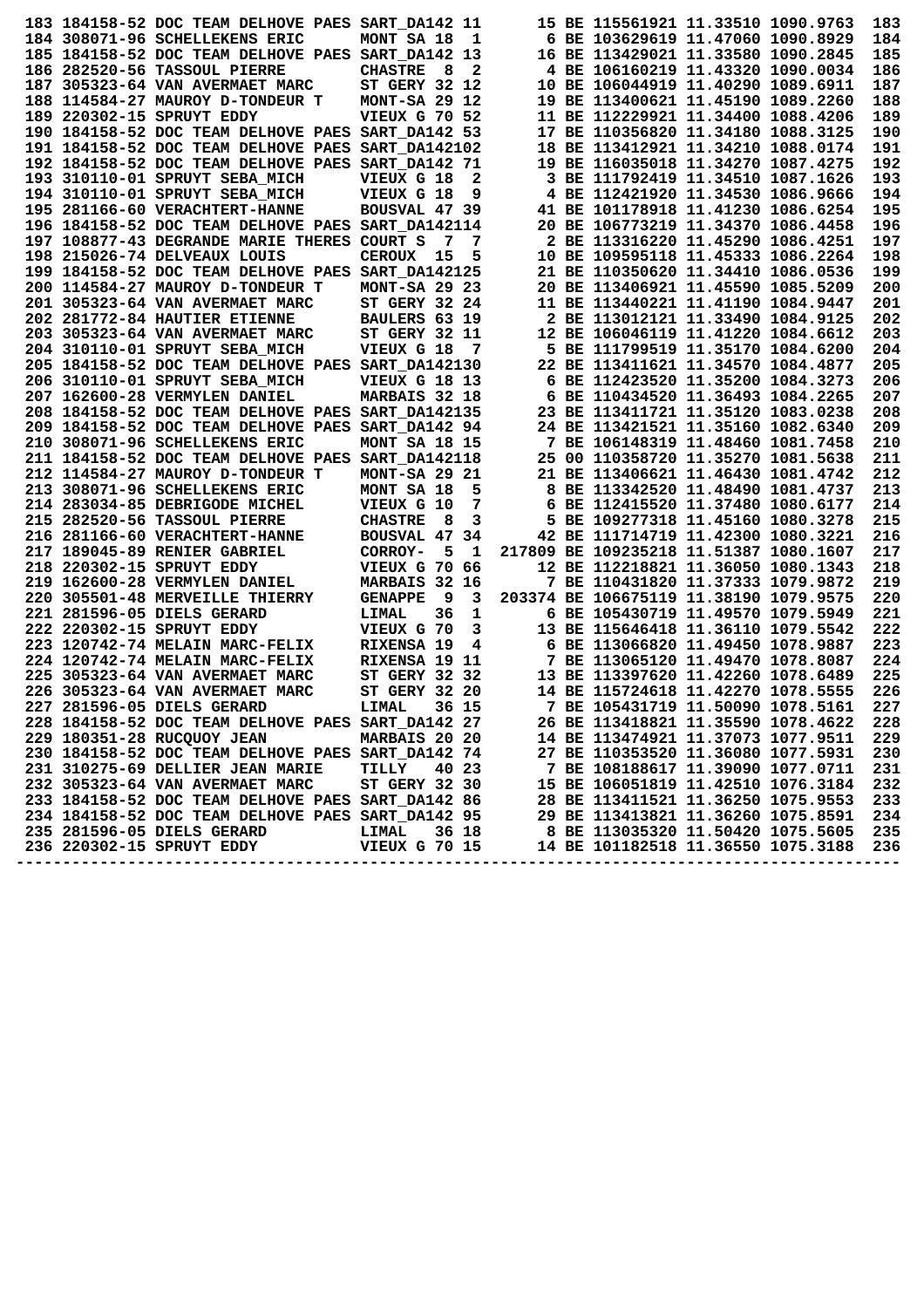```
 183 184158-52 DOC TEAM DELHOVE PAES SART_DA142 11      15 BE 115561921 11.33510 1090.9763  183
 184 308071-96 SCHELLEKENS ERIC      MONT SA 18  1       6 BE 103629619 11.47060 1090.8929  184
 185 184158-52 DOC TEAM DELHOVE PAES SART_DA142 13      16 BE 113429021 11.33580 1090.2845  185
 186 282520-56 TASSOUL PIERRE        CHASTRE  8  2       4 BE 106160219 11.43320 1090.0034  186
 187 305323-64 VAN AVERMAET MARC     ST GERY 32 12      10 BE 106044919 11.40290 1089.6911  187
 188 114584-27 MAUROY D-TONDEUR T    MONT-SA 29 12      19 BE 113400621 11.45190 1089.2260  188
 189 220302-15 SPRUYT EDDY           VIEUX G 70 52      11 BE 112229921 11.34400 1088.4206  189
 190 184158-52 DOC TEAM DELHOVE PAES SART_DA142 53      17 BE 110356820 11.34180 1088.3125  190
 191 184158-52 DOC TEAM DELHOVE PAES SART_DA142102      18 BE 113412921 11.34210 1088.0174  191
 192 184158-52 DOC TEAM DELHOVE PAES SART_DA142 71      19 BE 116035018 11.34270 1087.4275  192
 193 310110-01 SPRUYT SEBA_MICH      VIEUX G 18  2       3 BE 111792419 11.34510 1087.1626  193
 194 310110-01 SPRUYT SEBA_MICH      VIEUX G 18  9       4 BE 112421920 11.34530 1086.9666  194
 195 281166-60 VERACHTERT-HANNE      BOUSVAL 47 39      41 BE 101178918 11.41230 1086.6254  195
 196 184158-52 DOC TEAM DELHOVE PAES SART_DA142114      20 BE 106773219 11.34370 1086.4458  196
 197 108877-43 DEGRANDE MARIE THERES COURT S  7  7       2 BE 113316220 11.45290 1086.4251  197
 198 215026-74 DELVEAUX LOUIS        CEROUX  15  5      10 BE 109595118 11.45333 1086.2264  198
 199 184158-52 DOC TEAM DELHOVE PAES SART_DA142125      21 BE 110350620 11.34410 1086.0536  199
 200 114584-27 MAUROY D-TONDEUR T    MONT-SA 29 23      20 BE 113406921 11.45590 1085.5209  200
 201 305323-64 VAN AVERMAET MARC     ST GERY 32 24      11 BE 113440221 11.41190 1084.9447  201
 202 281772-84 HAUTIER ETIENNE       BAULERS 63 19       2 BE 113012121 11.33490 1084.9125  202
 203 305323-64 VAN AVERMAET MARC     ST GERY 32 11      12 BE 106046119 11.41220 1084.6612  203
 204 310110-01 SPRUYT SEBA_MICH      VIEUX G 18  7       5 BE 111799519 11.35170 1084.6200  204
 205 184158-52 DOC TEAM DELHOVE PAES SART_DA142130      22 BE 113411621 11.34570 1084.4877  205
 206 310110-01 SPRUYT SEBA_MICH      VIEUX G 18 13       6 BE 112423520 11.35200 1084.3273  206
 207 162600-28 VERMYLEN DANIEL       MARBAIS 32 18       6 BE 110434520 11.36493 1084.2265  207
 208 184158-52 DOC TEAM DELHOVE PAES SART_DA142135      23 BE 113411721 11.35120 1083.0238  208
 209 184158-52 DOC TEAM DELHOVE PAES SART_DA142 94      24 BE 113421521 11.35160 1082.6340  209
 210 308071-96 SCHELLEKENS ERIC      MONT SA 18 15       7 BE 106148319 11.48460 1081.7458  210
 211 184158-52 DOC TEAM DELHOVE PAES SART_DA142118      25 00 110358720 11.35270 1081.5638  211
 212 114584-27 MAUROY D-TONDEUR T    MONT-SA 29 21      21 BE 113406621 11.46430 1081.4742  212
 213 308071-96 SCHELLEKENS ERIC      MONT SA 18  5       8 BE 113342520 11.48490 1081.4737  213
 214 283034-85 DEBRIGODE MICHEL      VIEUX G 10  7       6 BE 112415520 11.37480 1080.6177  214
 215 282520-56 TASSOUL PIERRE        CHASTRE  8  3       5 BE 109277318 11.45160 1080.3278  215
 216 281166-60 VERACHTERT-HANNE      BOUSVAL 47 34      42 BE 111714719 11.42300 1080.3221  216
 217 189045-89 RENIER GABRIEL        CORROY-  5  1  217809 BE 109235218 11.51387 1080.1607  217
 218 220302-15 SPRUYT EDDY           VIEUX G 70 66      12 BE 112218821 11.36050 1080.1343  218
 219 162600-28 VERMYLEN DANIEL       MARBAIS 32 16       7 BE 110431820 11.37333 1079.9872  219
 220 305501-48 MERVEILLE THIERRY     GENAPPE  9  3  203374 BE 106675119 11.38190 1079.9575  220
 221 281596-05 DIELS GERARD          LIMAL   36  1       6 BE 105430719 11.49570 1079.5949  221
 222 220302-15 SPRUYT EDDY           VIEUX G 70  3      13 BE 115646418 11.36110 1079.5542  222
 223 120742-74 MELAIN MARC-FELIX     RIXENSA 19  4       6 BE 113066820 11.49450 1078.9887  223
 224 120742-74 MELAIN MARC-FELIX     RIXENSA 19 11       7 BE 113065120 11.49470 1078.8087  224
 225 305323-64 VAN AVERMAET MARC     ST GERY 32 32      13 BE 113397620 11.42260 1078.6489  225
 226 305323-64 VAN AVERMAET MARC     ST GERY 32 20      14 BE 115724618 11.42270 1078.5555  226
 227 281596-05 DIELS GERARD          LIMAL   36 15       7 BE 105431719 11.50090 1078.5161  227
 228 184158-52 DOC TEAM DELHOVE PAES SART_DA142 27      26 BE 113418821 11.35590 1078.4622  228
 229 180351-28 RUCQUOY JEAN          MARBAIS 20 20      14 BE 113474921 11.37073 1077.9511  229
 230 184158-52 DOC TEAM DELHOVE PAES SART_DA142 74      27 BE 110353520 11.36080 1077.5931  230
 231 310275-69 DELLIER JEAN MARIE    TILLY   40 23       7 BE 108188617 11.39090 1077.0711  231
 232 305323-64 VAN AVERMAET MARC     ST GERY 32 30      15 BE 106051819 11.42510 1076.3184  232
 233 184158-52 DOC TEAM DELHOVE PAES SART_DA142 86      28 BE 113411521 11.36250 1075.9553  233
 234 184158-52 DOC TEAM DELHOVE PAES SART_DA142 95      29 BE 113413821 11.36260 1075.8591  234
 235 281596-05 DIELS GERARD          LIMAL   36 18       8 BE 113035320 11.50420 1075.5605  235
 236 220302-15 SPRUYT EDDY           VIEUX G 70 15      14 BE 101182518 11.36550 1075.3188  236
--------------------------------------------------------------------------------------------------
```